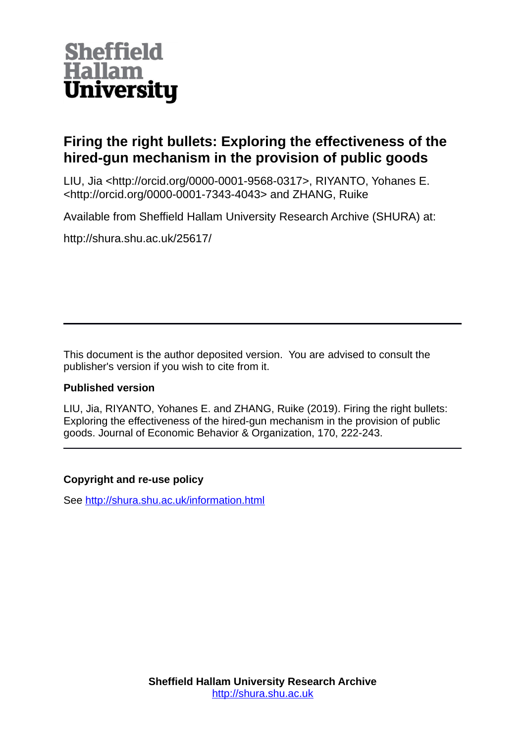**Sheffield Hallam University**

# Firing the right bullets: Exploring the effectiveness of the hired-gun mechanism in the provision of public goods

LIU, Jia <http://orcid.org/0000-0001-9568-0317>, RIYANTO, Yohanes E. <http://orcid.org/0000-0001-7343-4043> and ZHANG, Ruike

Available from Sheffield Hallam University Research Archive (SHURA) at:

http://shura.shu.ac.uk/25617/

---

This document is the author deposited version. You are advised to consult the publisher's version if you wish to cite from it.

**Published version**

LIU, Jia, RIYANTO, Yohanes E. and ZHANG, Ruike (2019). Firing the right bullets: Exploring the effectiveness of the hired-gun mechanism in the provision of public goods. Journal of Economic Behavior & Organization, 170, 222-243.

---

**Copyright and re-use policy**

See http://shura.shu.ac.uk/information.html

**Sheffield Hallam University Research Archive**
http://shura.shu.ac.uk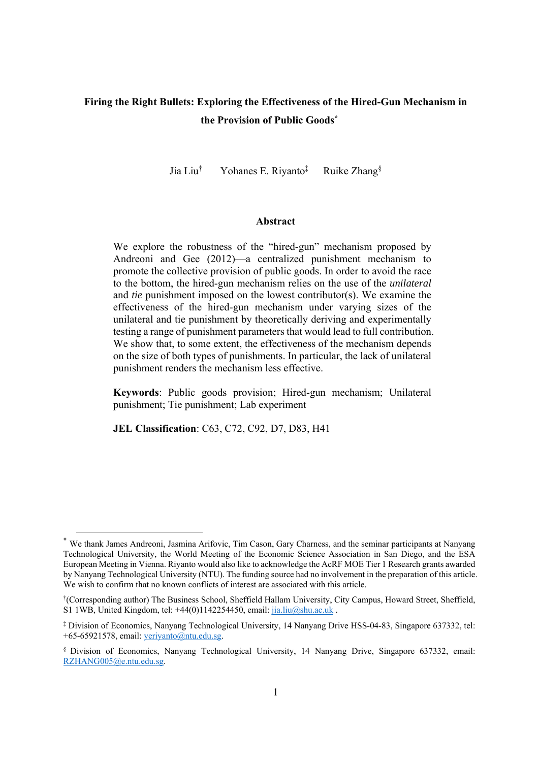**Firing the Right Bullets: Exploring the Effectiveness of the Hired-Gun Mechanism in the Provision of Public Goods***

Jia Liu[†] Yohanes E. Riyanto[‡] Ruike Zhang[§]

**Abstract**

We explore the robustness of the "hired-gun" mechanism proposed by Andreoni and Gee (2012)—a centralized punishment mechanism to promote the collective provision of public goods. In order to avoid the race to the bottom, the hired-gun mechanism relies on the use of the *unilateral* and *tie* punishment imposed on the lowest contributor(s). We examine the effectiveness of the hired-gun mechanism under varying sizes of the unilateral and tie punishment by theoretically deriving and experimentally testing a range of punishment parameters that would lead to full contribution. We show that, to some extent, the effectiveness of the mechanism depends on the size of both types of punishments. In particular, the lack of unilateral punishment renders the mechanism less effective.

**Keywords**: Public goods provision; Hired-gun mechanism; Unilateral punishment; Tie punishment; Lab experiment

**JEL Classification**: C63, C72, C92, D7, D83, H41

---

* We thank James Andreoni, Jasmina Arifovic, Tim Cason, Gary Charness, and the seminar participants at Nanyang Technological University, the World Meeting of the Economic Science Association in San Diego, and the ESA European Meeting in Vienna. Riyanto would also like to acknowledge the AcRF MOE Tier 1 Research grants awarded by Nanyang Technological University (NTU). The funding source had no involvement in the preparation of this article. We wish to confirm that no known conflicts of interest are associated with this article.

[†](Corresponding author) The Business School, Sheffield Hallam University, City Campus, Howard Street, Sheffield, S1 1WB, United Kingdom, tel: +44(0)1142254450, email: jia.liu@shu.ac.uk .

[‡] Division of Economics, Nanyang Technological University, 14 Nanyang Drive HSS-04-83, Singapore 637332, tel: +65-65921578, email: yeriyanto@ntu.edu.sg.

[§] Division of Economics, Nanyang Technological University, 14 Nanyang Drive, Singapore 637332, email: RZHANG005@e.ntu.edu.sg.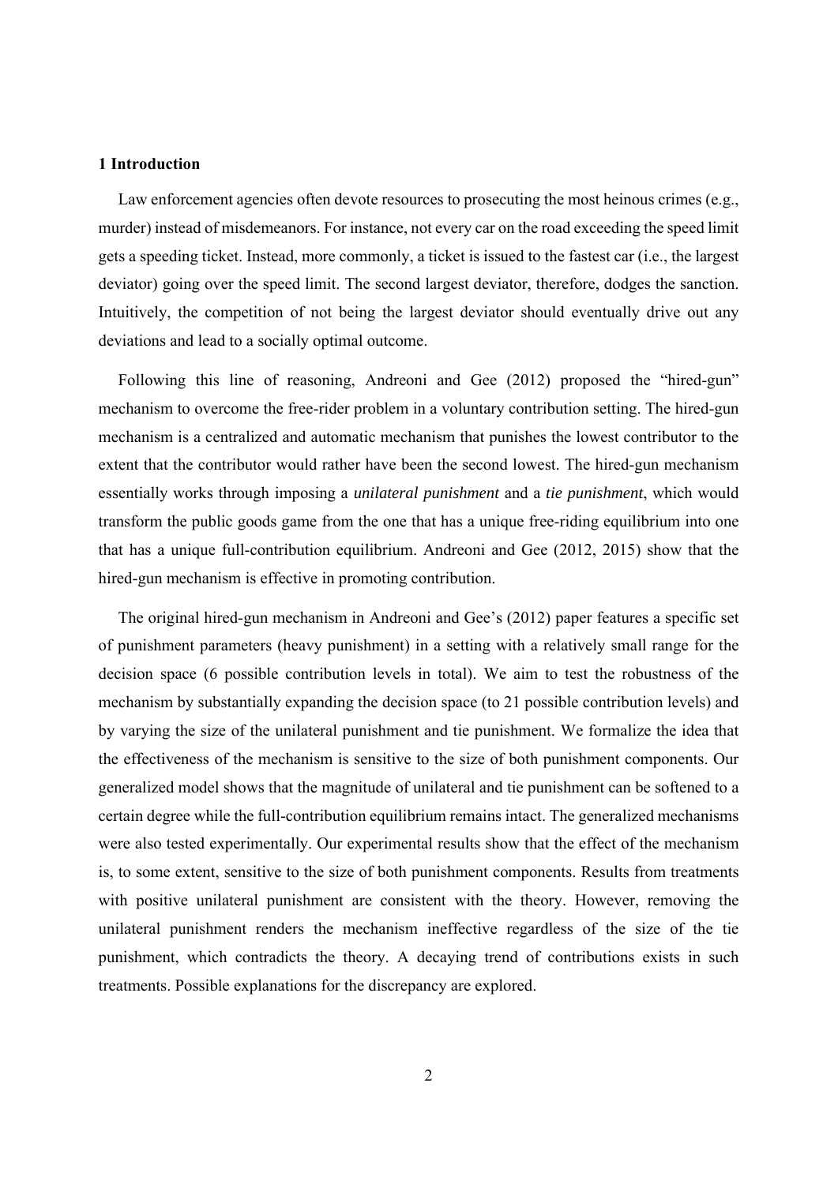## 1 Introduction

Law enforcement agencies often devote resources to prosecuting the most heinous crimes (e.g., murder) instead of misdemeanors. For instance, not every car on the road exceeding the speed limit gets a speeding ticket. Instead, more commonly, a ticket is issued to the fastest car (i.e., the largest deviator) going over the speed limit. The second largest deviator, therefore, dodges the sanction. Intuitively, the competition of not being the largest deviator should eventually drive out any deviations and lead to a socially optimal outcome.

Following this line of reasoning, Andreoni and Gee (2012) proposed the "hired-gun" mechanism to overcome the free-rider problem in a voluntary contribution setting. The hired-gun mechanism is a centralized and automatic mechanism that punishes the lowest contributor to the extent that the contributor would rather have been the second lowest. The hired-gun mechanism essentially works through imposing a *unilateral punishment* and a *tie punishment*, which would transform the public goods game from the one that has a unique free-riding equilibrium into one that has a unique full-contribution equilibrium. Andreoni and Gee (2012, 2015) show that the hired-gun mechanism is effective in promoting contribution.

The original hired-gun mechanism in Andreoni and Gee's (2012) paper features a specific set of punishment parameters (heavy punishment) in a setting with a relatively small range for the decision space (6 possible contribution levels in total). We aim to test the robustness of the mechanism by substantially expanding the decision space (to 21 possible contribution levels) and by varying the size of the unilateral punishment and tie punishment. We formalize the idea that the effectiveness of the mechanism is sensitive to the size of both punishment components. Our generalized model shows that the magnitude of unilateral and tie punishment can be softened to a certain degree while the full-contribution equilibrium remains intact. The generalized mechanisms were also tested experimentally. Our experimental results show that the effect of the mechanism is, to some extent, sensitive to the size of both punishment components. Results from treatments with positive unilateral punishment are consistent with the theory. However, removing the unilateral punishment renders the mechanism ineffective regardless of the size of the tie punishment, which contradicts the theory. A decaying trend of contributions exists in such treatments. Possible explanations for the discrepancy are explored.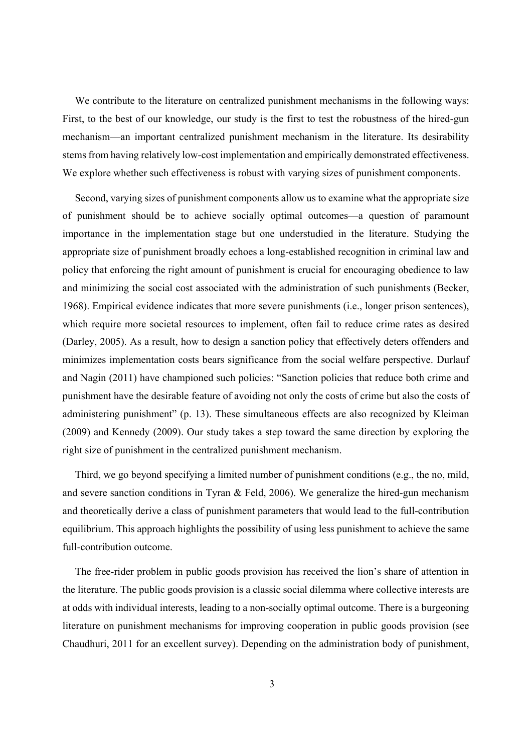We contribute to the literature on centralized punishment mechanisms in the following ways: First, to the best of our knowledge, our study is the first to test the robustness of the hired-gun mechanism—an important centralized punishment mechanism in the literature. Its desirability stems from having relatively low-cost implementation and empirically demonstrated effectiveness. We explore whether such effectiveness is robust with varying sizes of punishment components.

Second, varying sizes of punishment components allow us to examine what the appropriate size of punishment should be to achieve socially optimal outcomes—a question of paramount importance in the implementation stage but one understudied in the literature. Studying the appropriate size of punishment broadly echoes a long-established recognition in criminal law and policy that enforcing the right amount of punishment is crucial for encouraging obedience to law and minimizing the social cost associated with the administration of such punishments (Becker, 1968). Empirical evidence indicates that more severe punishments (i.e., longer prison sentences), which require more societal resources to implement, often fail to reduce crime rates as desired (Darley, 2005). As a result, how to design a sanction policy that effectively deters offenders and minimizes implementation costs bears significance from the social welfare perspective. Durlauf and Nagin (2011) have championed such policies: "Sanction policies that reduce both crime and punishment have the desirable feature of avoiding not only the costs of crime but also the costs of administering punishment" (p. 13). These simultaneous effects are also recognized by Kleiman (2009) and Kennedy (2009). Our study takes a step toward the same direction by exploring the right size of punishment in the centralized punishment mechanism.

Third, we go beyond specifying a limited number of punishment conditions (e.g., the no, mild, and severe sanction conditions in Tyran & Feld, 2006). We generalize the hired-gun mechanism and theoretically derive a class of punishment parameters that would lead to the full-contribution equilibrium. This approach highlights the possibility of using less punishment to achieve the same full-contribution outcome.

The free-rider problem in public goods provision has received the lion's share of attention in the literature. The public goods provision is a classic social dilemma where collective interests are at odds with individual interests, leading to a non-socially optimal outcome. There is a burgeoning literature on punishment mechanisms for improving cooperation in public goods provision (see Chaudhuri, 2011 for an excellent survey). Depending on the administration body of punishment,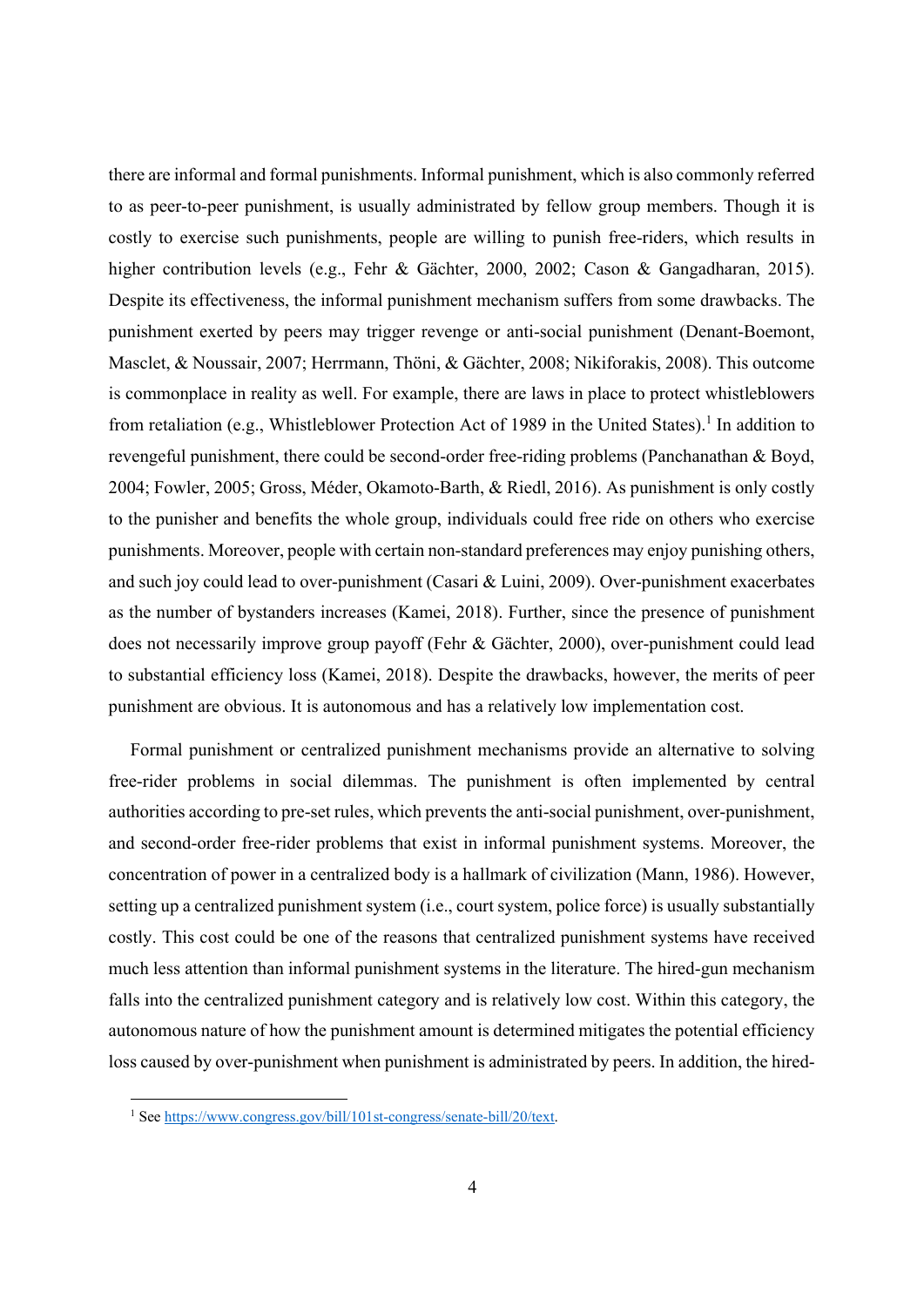there are informal and formal punishments. Informal punishment, which is also commonly referred to as peer-to-peer punishment, is usually administrated by fellow group members. Though it is costly to exercise such punishments, people are willing to punish free-riders, which results in higher contribution levels (e.g., Fehr & Gächter, 2000, 2002; Cason & Gangadharan, 2015). Despite its effectiveness, the informal punishment mechanism suffers from some drawbacks. The punishment exerted by peers may trigger revenge or anti-social punishment (Denant-Boemont, Masclet, & Noussair, 2007; Herrmann, Thöni, & Gächter, 2008; Nikiforakis, 2008). This outcome is commonplace in reality as well. For example, there are laws in place to protect whistleblowers from retaliation (e.g., Whistleblower Protection Act of 1989 in the United States).[1] In addition to revengeful punishment, there could be second-order free-riding problems (Panchanathan & Boyd, 2004; Fowler, 2005; Gross, Méder, Okamoto-Barth, & Riedl, 2016). As punishment is only costly to the punisher and benefits the whole group, individuals could free ride on others who exercise punishments. Moreover, people with certain non-standard preferences may enjoy punishing others, and such joy could lead to over-punishment (Casari & Luini, 2009). Over-punishment exacerbates as the number of bystanders increases (Kamei, 2018). Further, since the presence of punishment does not necessarily improve group payoff (Fehr & Gächter, 2000), over-punishment could lead to substantial efficiency loss (Kamei, 2018). Despite the drawbacks, however, the merits of peer punishment are obvious. It is autonomous and has a relatively low implementation cost.

Formal punishment or centralized punishment mechanisms provide an alternative to solving free-rider problems in social dilemmas. The punishment is often implemented by central authorities according to pre-set rules, which prevents the anti-social punishment, over-punishment, and second-order free-rider problems that exist in informal punishment systems. Moreover, the concentration of power in a centralized body is a hallmark of civilization (Mann, 1986). However, setting up a centralized punishment system (i.e., court system, police force) is usually substantially costly. This cost could be one of the reasons that centralized punishment systems have received much less attention than informal punishment systems in the literature. The hired-gun mechanism falls into the centralized punishment category and is relatively low cost. Within this category, the autonomous nature of how the punishment amount is determined mitigates the potential efficiency loss caused by over-punishment when punishment is administrated by peers. In addition, the hired-

[1] See https://www.congress.gov/bill/101st-congress/senate-bill/20/text.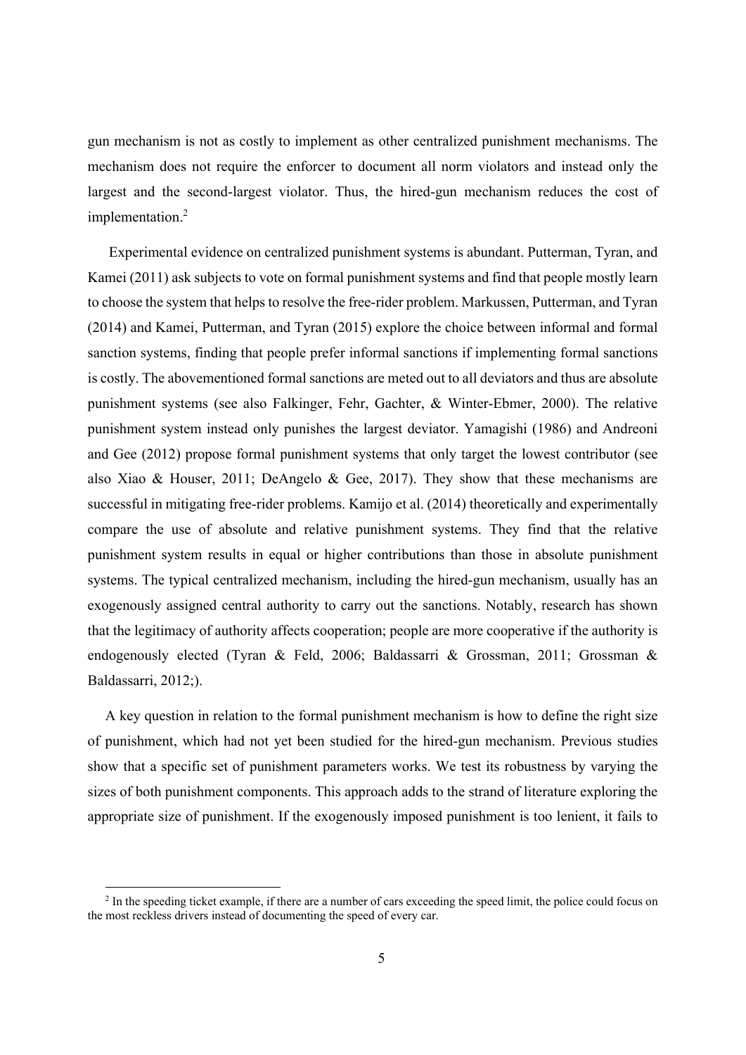gun mechanism is not as costly to implement as other centralized punishment mechanisms. The mechanism does not require the enforcer to document all norm violators and instead only the largest and the second-largest violator. Thus, the hired-gun mechanism reduces the cost of implementation.[2]

Experimental evidence on centralized punishment systems is abundant. Putterman, Tyran, and Kamei (2011) ask subjects to vote on formal punishment systems and find that people mostly learn to choose the system that helps to resolve the free-rider problem. Markussen, Putterman, and Tyran (2014) and Kamei, Putterman, and Tyran (2015) explore the choice between informal and formal sanction systems, finding that people prefer informal sanctions if implementing formal sanctions is costly. The abovementioned formal sanctions are meted out to all deviators and thus are absolute punishment systems (see also Falkinger, Fehr, Gachter, & Winter-Ebmer, 2000). The relative punishment system instead only punishes the largest deviator. Yamagishi (1986) and Andreoni and Gee (2012) propose formal punishment systems that only target the lowest contributor (see also Xiao & Houser, 2011; DeAngelo & Gee, 2017). They show that these mechanisms are successful in mitigating free-rider problems. Kamijo et al. (2014) theoretically and experimentally compare the use of absolute and relative punishment systems. They find that the relative punishment system results in equal or higher contributions than those in absolute punishment systems. The typical centralized mechanism, including the hired-gun mechanism, usually has an exogenously assigned central authority to carry out the sanctions. Notably, research has shown that the legitimacy of authority affects cooperation; people are more cooperative if the authority is endogenously elected (Tyran & Feld, 2006; Baldassarri & Grossman, 2011; Grossman & Baldassarri, 2012;).

A key question in relation to the formal punishment mechanism is how to define the right size of punishment, which had not yet been studied for the hired-gun mechanism. Previous studies show that a specific set of punishment parameters works. We test its robustness by varying the sizes of both punishment components. This approach adds to the strand of literature exploring the appropriate size of punishment. If the exogenously imposed punishment is too lenient, it fails to

[2] In the speeding ticket example, if there are a number of cars exceeding the speed limit, the police could focus on the most reckless drivers instead of documenting the speed of every car.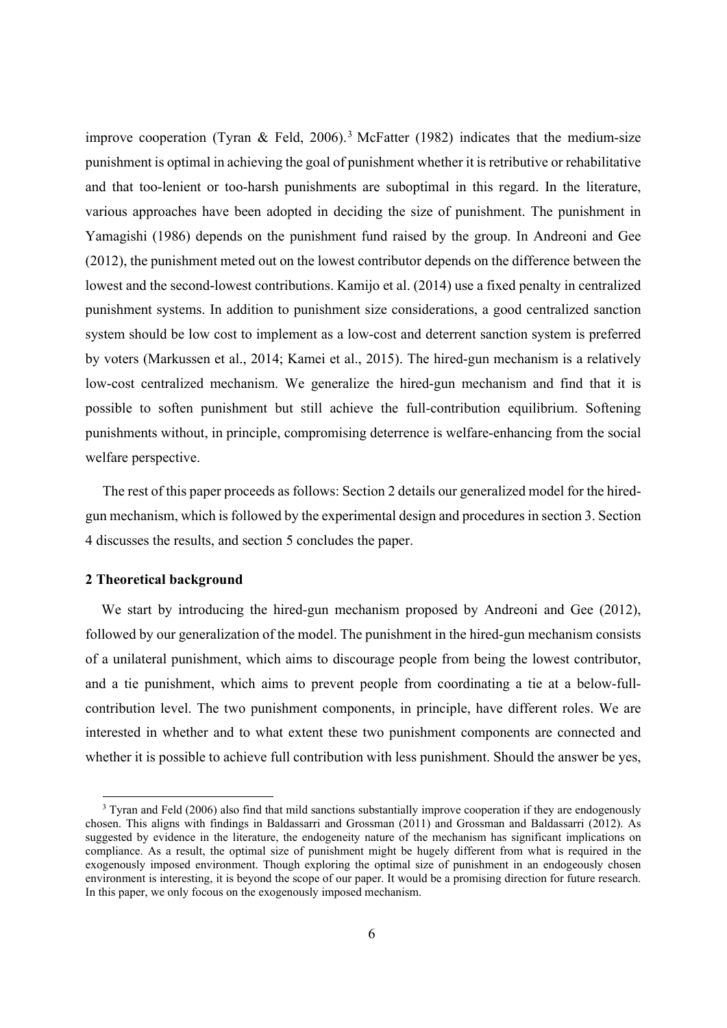improve cooperation (Tyran & Feld, 2006).[3] McFatter (1982) indicates that the medium-size punishment is optimal in achieving the goal of punishment whether it is retributive or rehabilitative and that too-lenient or too-harsh punishments are suboptimal in this regard. In the literature, various approaches have been adopted in deciding the size of punishment. The punishment in Yamagishi (1986) depends on the punishment fund raised by the group. In Andreoni and Gee (2012), the punishment meted out on the lowest contributor depends on the difference between the lowest and the second-lowest contributions. Kamijo et al. (2014) use a fixed penalty in centralized punishment systems. In addition to punishment size considerations, a good centralized sanction system should be low cost to implement as a low-cost and deterrent sanction system is preferred by voters (Markussen et al., 2014; Kamei et al., 2015). The hired-gun mechanism is a relatively low-cost centralized mechanism. We generalize the hired-gun mechanism and find that it is possible to soften punishment but still achieve the full-contribution equilibrium. Softening punishments without, in principle, compromising deterrence is welfare-enhancing from the social welfare perspective.

The rest of this paper proceeds as follows: Section 2 details our generalized model for the hired-gun mechanism, which is followed by the experimental design and procedures in section 3. Section 4 discusses the results, and section 5 concludes the paper.

## 2 Theoretical background

We start by introducing the hired-gun mechanism proposed by Andreoni and Gee (2012), followed by our generalization of the model. The punishment in the hired-gun mechanism consists of a unilateral punishment, which aims to discourage people from being the lowest contributor, and a tie punishment, which aims to prevent people from coordinating a tie at a below-full-contribution level. The two punishment components, in principle, have different roles. We are interested in whether and to what extent these two punishment components are connected and whether it is possible to achieve full contribution with less punishment. Should the answer be yes,

---

[3] Tyran and Feld (2006) also find that mild sanctions substantially improve cooperation if they are endogenously chosen. This aligns with findings in Baldassarri and Grossman (2011) and Grossman and Baldassarri (2012). As suggested by evidence in the literature, the endogeneity nature of the mechanism has significant implications on compliance. As a result, the optimal size of punishment might be hugely different from what is required in the exogenously imposed environment. Though exploring the optimal size of punishment in an endogeously chosen environment is interesting, it is beyond the scope of our paper. It would be a promising direction for future research. In this paper, we only focous on the exogenously imposed mechanism.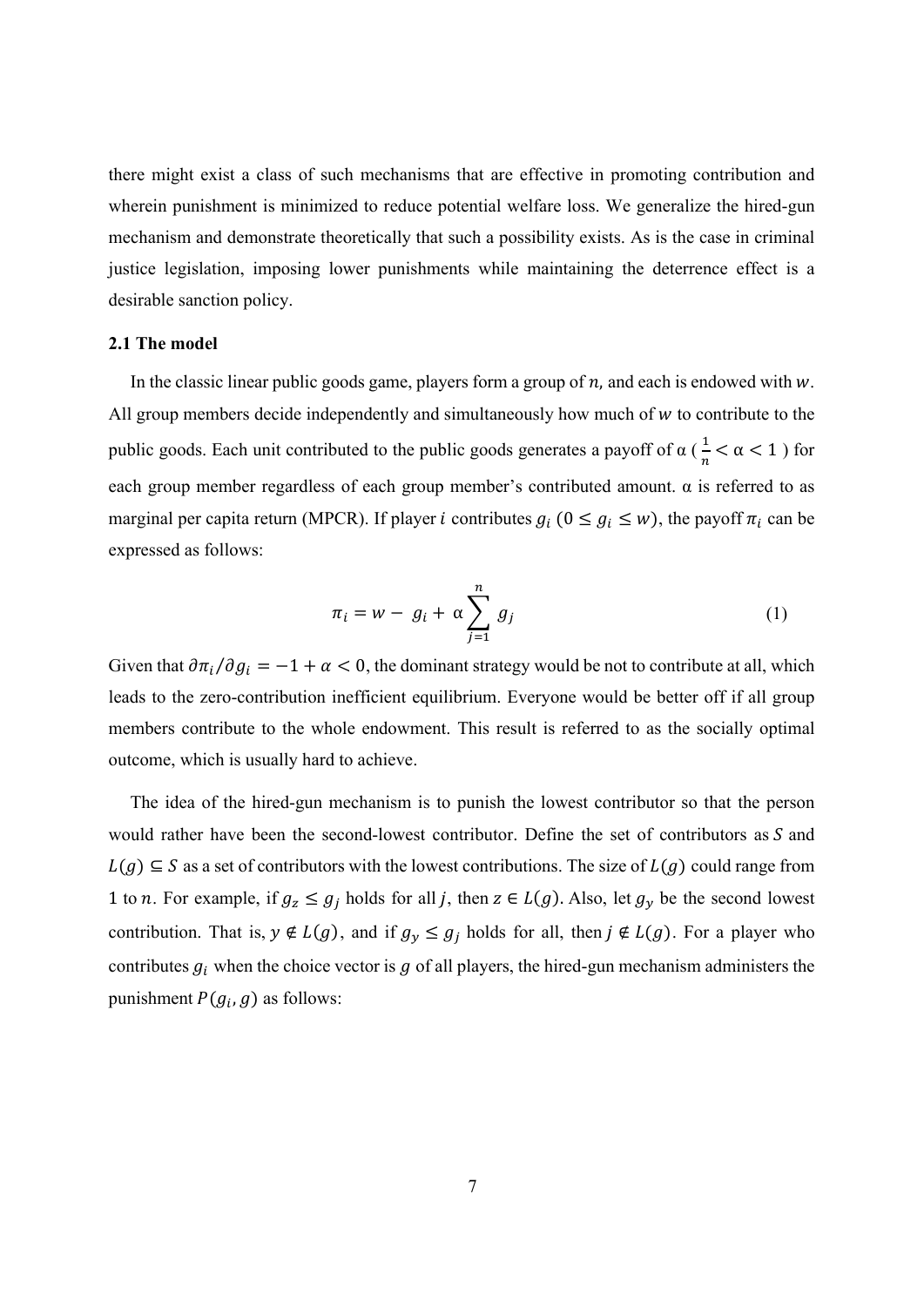there might exist a class of such mechanisms that are effective in promoting contribution and wherein punishment is minimized to reduce potential welfare loss. We generalize the hired-gun mechanism and demonstrate theoretically that such a possibility exists. As is the case in criminal justice legislation, imposing lower punishments while maintaining the deterrence effect is a desirable sanction policy.

### 2.1 The model

In the classic linear public goods game, players form a group of $n$, and each is endowed with $w$. All group members decide independently and simultaneously how much of $w$ to contribute to the public goods. Each unit contributed to the public goods generates a payoff of α ( $\frac{1}{n} < \alpha < 1$ ) for each group member regardless of each group member's contributed amount. α is referred to as marginal per capita return (MPCR). If player $i$ contributes $g_i$ $(0 \leq g_i \leq w)$, the payoff $\pi_i$ can be expressed as follows:

$$\pi_i = w - g_i + \alpha \sum_{j=1}^{n} g_j \tag{1}$$

Given that $\partial \pi_i / \partial g_i = -1 + \alpha < 0$, the dominant strategy would be not to contribute at all, which leads to the zero-contribution inefficient equilibrium. Everyone would be better off if all group members contribute to the whole endowment. This result is referred to as the socially optimal outcome, which is usually hard to achieve.

The idea of the hired-gun mechanism is to punish the lowest contributor so that the person would rather have been the second-lowest contributor. Define the set of contributors as $S$ and $L(g) \subseteq S$ as a set of contributors with the lowest contributions. The size of $L(g)$ could range from 1 to $n$. For example, if $g_z \leq g_j$ holds for all $j$, then $z \in L(g)$. Also, let $g_y$ be the second lowest contribution. That is, $y \notin L(g)$, and if $g_y \leq g_j$ holds for all, then $j \notin L(g)$. For a player who contributes $g_i$ when the choice vector is $g$ of all players, the hired-gun mechanism administers the punishment $P(g_i, g)$ as follows: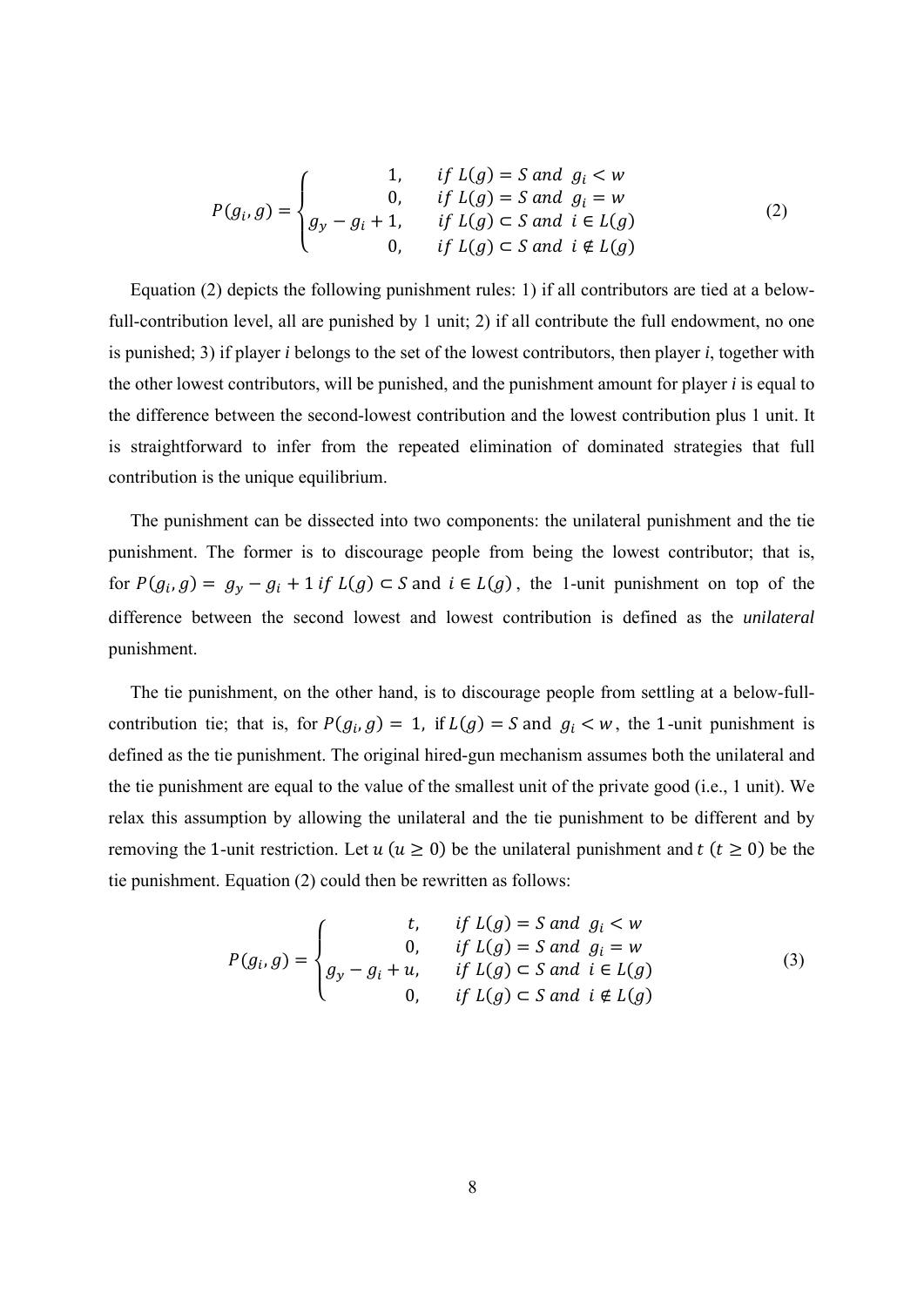$$P(g_i, g) = \begin{cases} 1, & if\ L(g) = S\ and\ \ g_i < w \\ 0, & if\ L(g) = S\ and\ \ g_i = w \\ g_y - g_i + 1, & if\ L(g) \subset S\ and\ \ i \in L(g) \\ 0, & if\ L(g) \subset S\ and\ \ i \notin L(g) \end{cases} \tag{2}$$

Equation (2) depicts the following punishment rules: 1) if all contributors are tied at a below-full-contribution level, all are punished by 1 unit; 2) if all contribute the full endowment, no one is punished; 3) if player *i* belongs to the set of the lowest contributors, then player *i*, together with the other lowest contributors, will be punished, and the punishment amount for player *i* is equal to the difference between the second-lowest contribution and the lowest contribution plus 1 unit. It is straightforward to infer from the repeated elimination of dominated strategies that full contribution is the unique equilibrium.

The punishment can be dissected into two components: the unilateral punishment and the tie punishment. The former is to discourage people from being the lowest contributor; that is, for $P(g_i, g) = g_y - g_i + 1\ if\ L(g) \subset S$ and $i \in L(g)$, the 1-unit punishment on top of the difference between the second lowest and lowest contribution is defined as the *unilateral* punishment.

The tie punishment, on the other hand, is to discourage people from settling at a below-full-contribution tie; that is, for $P(g_i, g) = 1,$ if $L(g) = S$ and $g_i < w$, the 1-unit punishment is defined as the tie punishment. The original hired-gun mechanism assumes both the unilateral and the tie punishment are equal to the value of the smallest unit of the private good (i.e., 1 unit). We relax this assumption by allowing the unilateral and the tie punishment to be different and by removing the 1-unit restriction. Let $u$ ($u \geq 0$) be the unilateral punishment and $t$ ($t \geq 0$) be the tie punishment. Equation (2) could then be rewritten as follows:

$$P(g_i, g) = \begin{cases} t, & if\ L(g) = S\ and\ \ g_i < w \\ 0, & if\ L(g) = S\ and\ \ g_i = w \\ g_y - g_i + u, & if\ L(g) \subset S\ and\ \ i \in L(g) \\ 0, & if\ L(g) \subset S\ and\ \ i \notin L(g) \end{cases} \tag{3}$$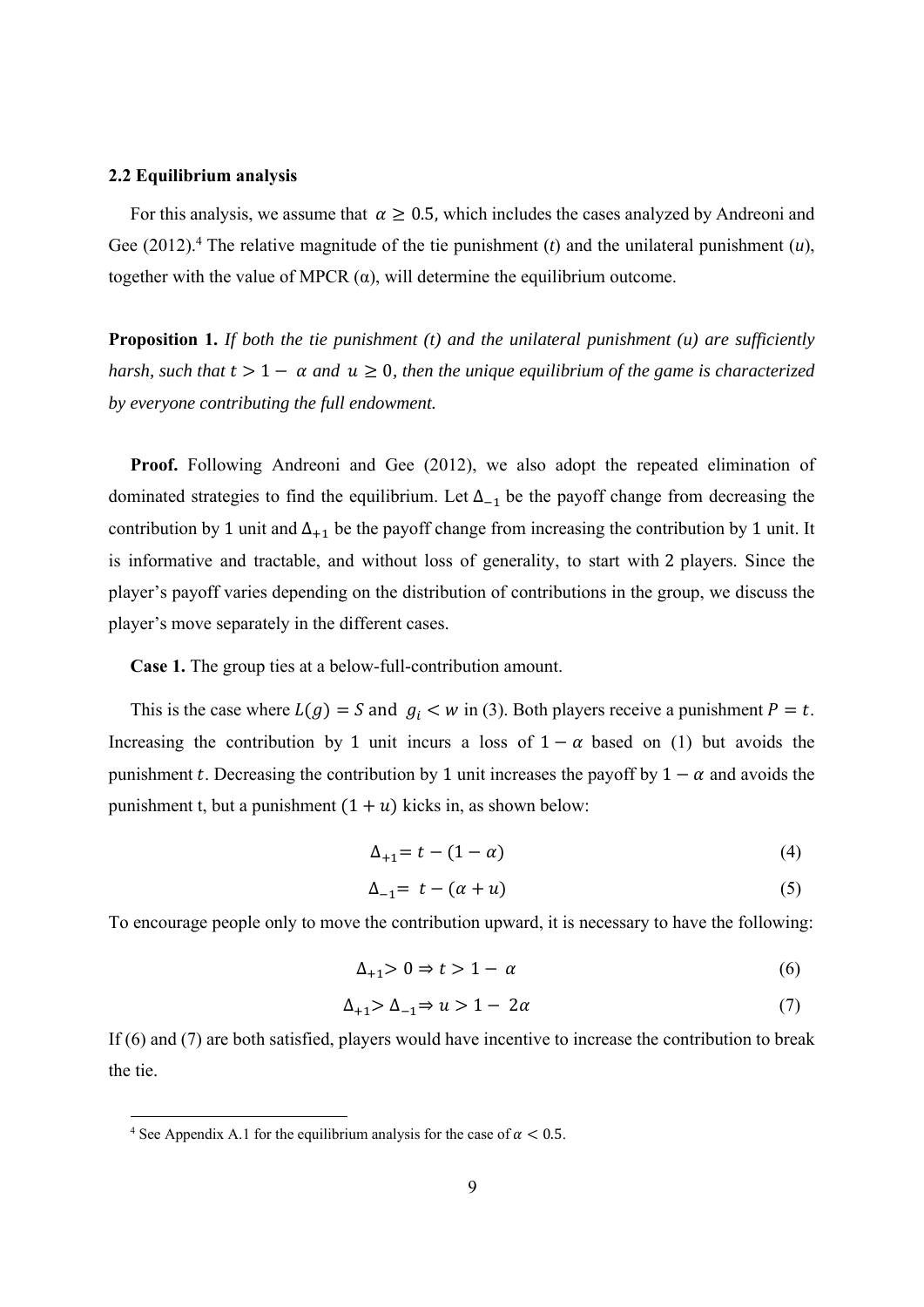### 2.2 Equilibrium analysis

For this analysis, we assume that $\alpha \geq 0.5$, which includes the cases analyzed by Andreoni and Gee (2012).[4] The relative magnitude of the tie punishment ($t$) and the unilateral punishment ($u$), together with the value of MPCR ($\alpha$), will determine the equilibrium outcome.

**Proposition 1.** *If both the tie punishment (t) and the unilateral punishment (u) are sufficiently harsh, such that $t > 1 - \alpha$ and $u \geq 0$, then the unique equilibrium of the game is characterized by everyone contributing the full endowment.*

**Proof.** Following Andreoni and Gee (2012), we also adopt the repeated elimination of dominated strategies to find the equilibrium. Let $\Delta_{-1}$ be the payoff change from decreasing the contribution by 1 unit and $\Delta_{+1}$ be the payoff change from increasing the contribution by 1 unit. It is informative and tractable, and without loss of generality, to start with 2 players. Since the player's payoff varies depending on the distribution of contributions in the group, we discuss the player's move separately in the different cases.

**Case 1.** The group ties at a below-full-contribution amount.

This is the case where $L(g) = S$ and $g_i < w$ in (3). Both players receive a punishment $P = t$. Increasing the contribution by 1 unit incurs a loss of $1 - \alpha$ based on (1) but avoids the punishment $t$. Decreasing the contribution by 1 unit increases the payoff by $1 - \alpha$ and avoids the punishment t, but a punishment $(1 + u)$ kicks in, as shown below:

$$\Delta_{+1} = t - (1 - \alpha) \tag{4}$$

$$\Delta_{-1} = t - (\alpha + u) \tag{5}$$

To encourage people only to move the contribution upward, it is necessary to have the following:

$$\Delta_{+1} > 0 \Rightarrow t > 1 - \alpha \tag{6}$$

$$\Delta_{+1} > \Delta_{-1} \Rightarrow u > 1 - 2\alpha \tag{7}$$

If (6) and (7) are both satisfied, players would have incentive to increase the contribution to break the tie.

[4] See Appendix A.1 for the equilibrium analysis for the case of $\alpha < 0.5$.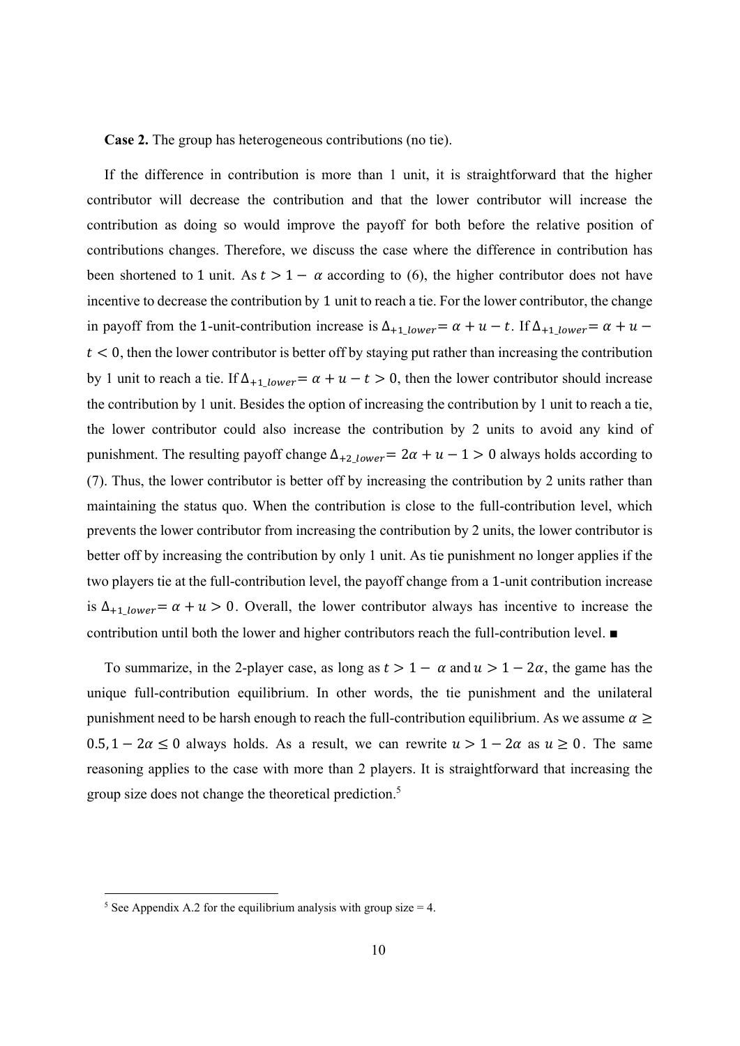**Case 2.** The group has heterogeneous contributions (no tie).

If the difference in contribution is more than 1 unit, it is straightforward that the higher contributor will decrease the contribution and that the lower contributor will increase the contribution as doing so would improve the payoff for both before the relative position of contributions changes. Therefore, we discuss the case where the difference in contribution has been shortened to 1 unit. As $t > 1 - \alpha$ according to (6), the higher contributor does not have incentive to decrease the contribution by 1 unit to reach a tie. For the lower contributor, the change in payoff from the 1-unit-contribution increase is $\Delta_{+1\_lower} = \alpha + u - t$. If $\Delta_{+1\_lower} = \alpha + u - t < 0$, then the lower contributor is better off by staying put rather than increasing the contribution by 1 unit to reach a tie. If $\Delta_{+1\_lower} = \alpha + u - t > 0$, then the lower contributor should increase the contribution by 1 unit. Besides the option of increasing the contribution by 1 unit to reach a tie, the lower contributor could also increase the contribution by 2 units to avoid any kind of punishment. The resulting payoff change $\Delta_{+2\_lower} = 2\alpha + u - 1 > 0$ always holds according to (7). Thus, the lower contributor is better off by increasing the contribution by 2 units rather than maintaining the status quo. When the contribution is close to the full-contribution level, which prevents the lower contributor from increasing the contribution by 2 units, the lower contributor is better off by increasing the contribution by only 1 unit. As tie punishment no longer applies if the two players tie at the full-contribution level, the payoff change from a 1-unit contribution increase is $\Delta_{+1\_lower} = \alpha + u > 0$. Overall, the lower contributor always has incentive to increase the contribution until both the lower and higher contributors reach the full-contribution level. ■

To summarize, in the 2-player case, as long as $t > 1 - \alpha$ and $u > 1 - 2\alpha$, the game has the unique full-contribution equilibrium. In other words, the tie punishment and the unilateral punishment need to be harsh enough to reach the full-contribution equilibrium. As we assume $\alpha \geq 0.5, 1 - 2\alpha \leq 0$ always holds. As a result, we can rewrite $u > 1 - 2\alpha$ as $u \geq 0$. The same reasoning applies to the case with more than 2 players. It is straightforward that increasing the group size does not change the theoretical prediction.[5]

[5] See Appendix A.2 for the equilibrium analysis with group size = 4.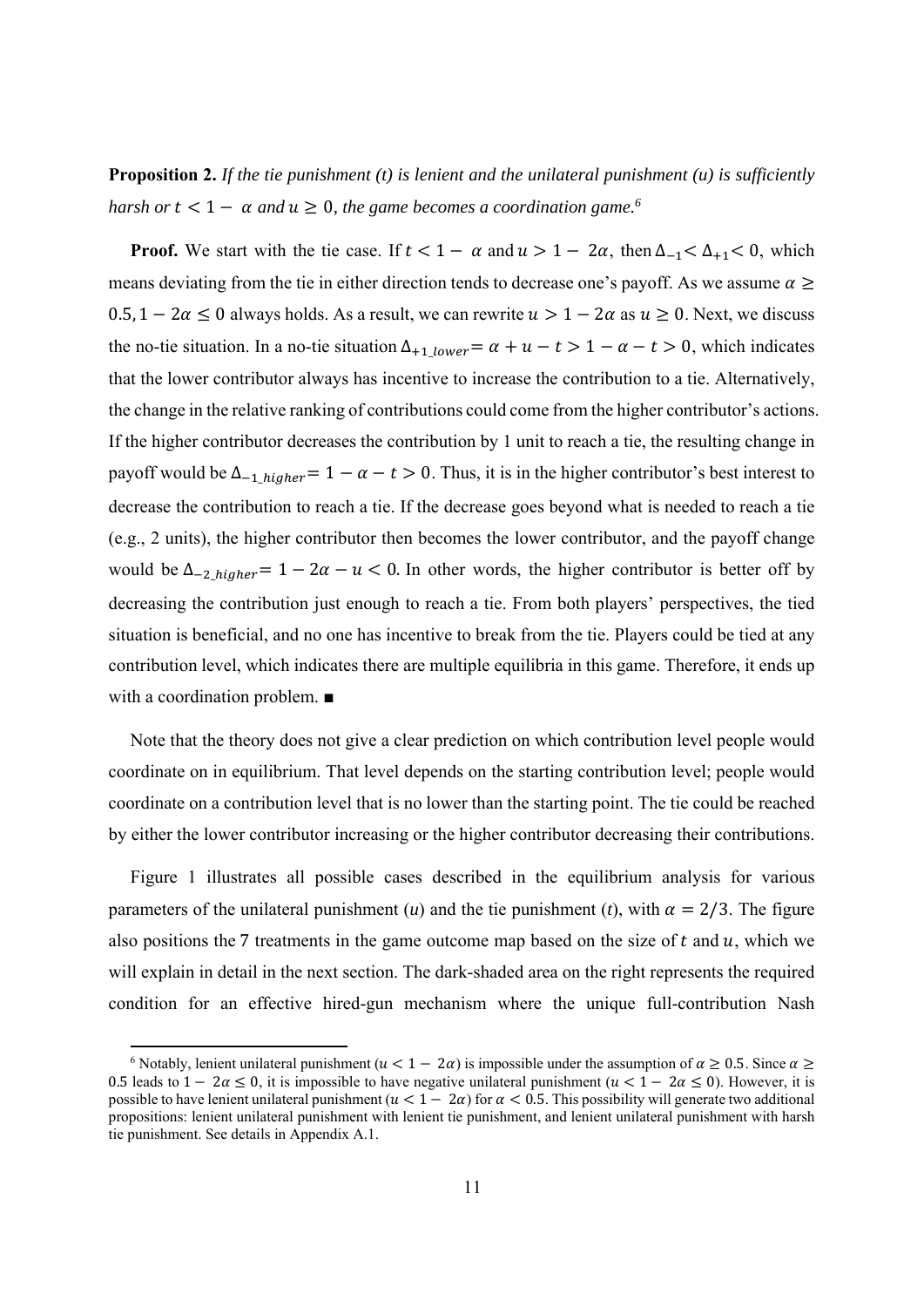**Proposition 2.** *If the tie punishment (t) is lenient and the unilateral punishment (u) is sufficiently harsh or $t < 1 - \alpha$ and $u \geq 0$, the game becomes a coordination game.*[6]

**Proof.** We start with the tie case. If $t < 1 - \alpha$ and $u > 1 - 2\alpha$, then $\Delta_{-1} < \Delta_{+1} < 0$, which means deviating from the tie in either direction tends to decrease one's payoff. As we assume $\alpha \geq 0.5, 1 - 2\alpha \leq 0$ always holds. As a result, we can rewrite $u > 1 - 2\alpha$ as $u \geq 0$. Next, we discuss the no-tie situation. In a no-tie situation $\Delta_{+1\_lower} = \alpha + u - t > 1 - \alpha - t > 0$, which indicates that the lower contributor always has incentive to increase the contribution to a tie. Alternatively, the change in the relative ranking of contributions could come from the higher contributor's actions. If the higher contributor decreases the contribution by 1 unit to reach a tie, the resulting change in payoff would be $\Delta_{-1\_higher} = 1 - \alpha - t > 0$. Thus, it is in the higher contributor's best interest to decrease the contribution to reach a tie. If the decrease goes beyond what is needed to reach a tie (e.g., 2 units), the higher contributor then becomes the lower contributor, and the payoff change would be $\Delta_{-2\_higher} = 1 - 2\alpha - u < 0$. In other words, the higher contributor is better off by decreasing the contribution just enough to reach a tie. From both players' perspectives, the tied situation is beneficial, and no one has incentive to break from the tie. Players could be tied at any contribution level, which indicates there are multiple equilibria in this game. Therefore, it ends up with a coordination problem. ■

Note that the theory does not give a clear prediction on which contribution level people would coordinate on in equilibrium. That level depends on the starting contribution level; people would coordinate on a contribution level that is no lower than the starting point. The tie could be reached by either the lower contributor increasing or the higher contributor decreasing their contributions.

Figure 1 illustrates all possible cases described in the equilibrium analysis for various parameters of the unilateral punishment ($u$) and the tie punishment ($t$), with $\alpha = 2/3$. The figure also positions the 7 treatments in the game outcome map based on the size of $t$ and $u$, which we will explain in detail in the next section. The dark-shaded area on the right represents the required condition for an effective hired-gun mechanism where the unique full-contribution Nash

---

[6] Notably, lenient unilateral punishment ($u < 1 - 2\alpha$) is impossible under the assumption of $\alpha \geq 0.5$. Since $\alpha \geq 0.5$ leads to $1 - 2\alpha \leq 0$, it is impossible to have negative unilateral punishment ($u < 1 - 2\alpha \leq 0$). However, it is possible to have lenient unilateral punishment ($u < 1 - 2\alpha$) for $\alpha < 0.5$. This possibility will generate two additional propositions: lenient unilateral punishment with lenient tie punishment, and lenient unilateral punishment with harsh tie punishment. See details in Appendix A.1.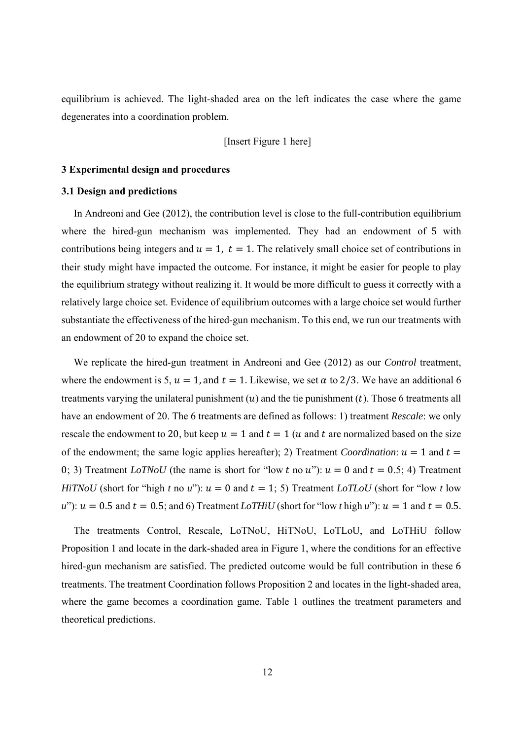equilibrium is achieved. The light-shaded area on the left indicates the case where the game degenerates into a coordination problem.

[Insert Figure 1 here]

### 3 Experimental design and procedures

### 3.1 Design and predictions

In Andreoni and Gee (2012), the contribution level is close to the full-contribution equilibrium where the hired-gun mechanism was implemented. They had an endowment of 5 with contributions being integers and $u = 1,\ t = 1$. The relatively small choice set of contributions in their study might have impacted the outcome. For instance, it might be easier for people to play the equilibrium strategy without realizing it. It would be more difficult to guess it correctly with a relatively large choice set. Evidence of equilibrium outcomes with a large choice set would further substantiate the effectiveness of the hired-gun mechanism. To this end, we run our treatments with an endowment of 20 to expand the choice set.

We replicate the hired-gun treatment in Andreoni and Gee (2012) as our *Control* treatment, where the endowment is 5, $u = 1,$ and $t = 1$. Likewise, we set $\alpha$ to $2/3$. We have an additional 6 treatments varying the unilateral punishment ($u$) and the tie punishment ($t$). Those 6 treatments all have an endowment of 20. The 6 treatments are defined as follows: 1) treatment *Rescale*: we only rescale the endowment to 20, but keep $u = 1$ and $t = 1$ ($u$ and $t$ are normalized based on the size of the endowment; the same logic applies hereafter); 2) Treatment *Coordination*: $u = 1$ and $t = 0$; 3) Treatment *LoTNoU* (the name is short for "low $t$ no $u$"): $u = 0$ and $t = 0.5$; 4) Treatment *HiTNoU* (short for "high $t$ no $u$"): $u = 0$ and $t = 1$; 5) Treatment *LoTLoU* (short for "low $t$ low $u$"): $u = 0.5$ and $t = 0.5$; and 6) Treatment *LoTHiU* (short for "low $t$ high $u$"): $u = 1$ and $t = 0.5$.

The treatments Control, Rescale, LoTNoU, HiTNoU, LoTLoU, and LoTHiU follow Proposition 1 and locate in the dark-shaded area in Figure 1, where the conditions for an effective hired-gun mechanism are satisfied. The predicted outcome would be full contribution in these 6 treatments. The treatment Coordination follows Proposition 2 and locates in the light-shaded area, where the game becomes a coordination game. Table 1 outlines the treatment parameters and theoretical predictions.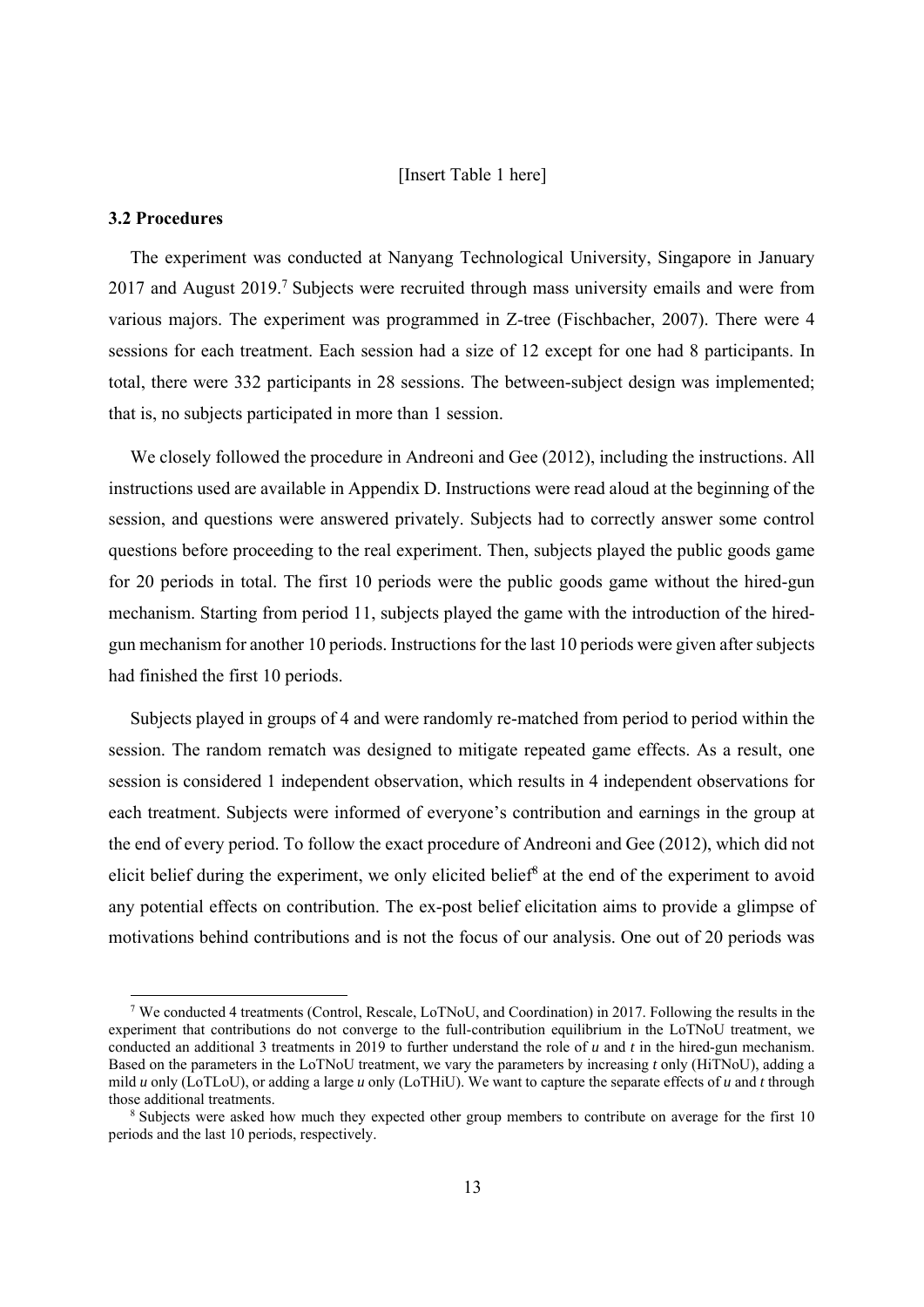[Insert Table 1 here]

### 3.2 Procedures

The experiment was conducted at Nanyang Technological University, Singapore in January 2017 and August 2019.[7] Subjects were recruited through mass university emails and were from various majors. The experiment was programmed in Z-tree (Fischbacher, 2007). There were 4 sessions for each treatment. Each session had a size of 12 except for one had 8 participants. In total, there were 332 participants in 28 sessions. The between-subject design was implemented; that is, no subjects participated in more than 1 session.

We closely followed the procedure in Andreoni and Gee (2012), including the instructions. All instructions used are available in Appendix D. Instructions were read aloud at the beginning of the session, and questions were answered privately. Subjects had to correctly answer some control questions before proceeding to the real experiment. Then, subjects played the public goods game for 20 periods in total. The first 10 periods were the public goods game without the hired-gun mechanism. Starting from period 11, subjects played the game with the introduction of the hired-gun mechanism for another 10 periods. Instructions for the last 10 periods were given after subjects had finished the first 10 periods.

Subjects played in groups of 4 and were randomly re-matched from period to period within the session. The random rematch was designed to mitigate repeated game effects. As a result, one session is considered 1 independent observation, which results in 4 independent observations for each treatment. Subjects were informed of everyone's contribution and earnings in the group at the end of every period. To follow the exact procedure of Andreoni and Gee (2012), which did not elicit belief during the experiment, we only elicited belief[8] at the end of the experiment to avoid any potential effects on contribution. The ex-post belief elicitation aims to provide a glimpse of motivations behind contributions and is not the focus of our analysis. One out of 20 periods was

[7] We conducted 4 treatments (Control, Rescale, LoTNoU, and Coordination) in 2017. Following the results in the experiment that contributions do not converge to the full-contribution equilibrium in the LoTNoU treatment, we conducted an additional 3 treatments in 2019 to further understand the role of $u$ and $t$ in the hired-gun mechanism. Based on the parameters in the LoTNoU treatment, we vary the parameters by increasing $t$ only (HiTNoU), adding a mild $u$ only (LoTLoU), or adding a large $u$ only (LoTHiU). We want to capture the separate effects of $u$ and $t$ through those additional treatments.

[8] Subjects were asked how much they expected other group members to contribute on average for the first 10 periods and the last 10 periods, respectively.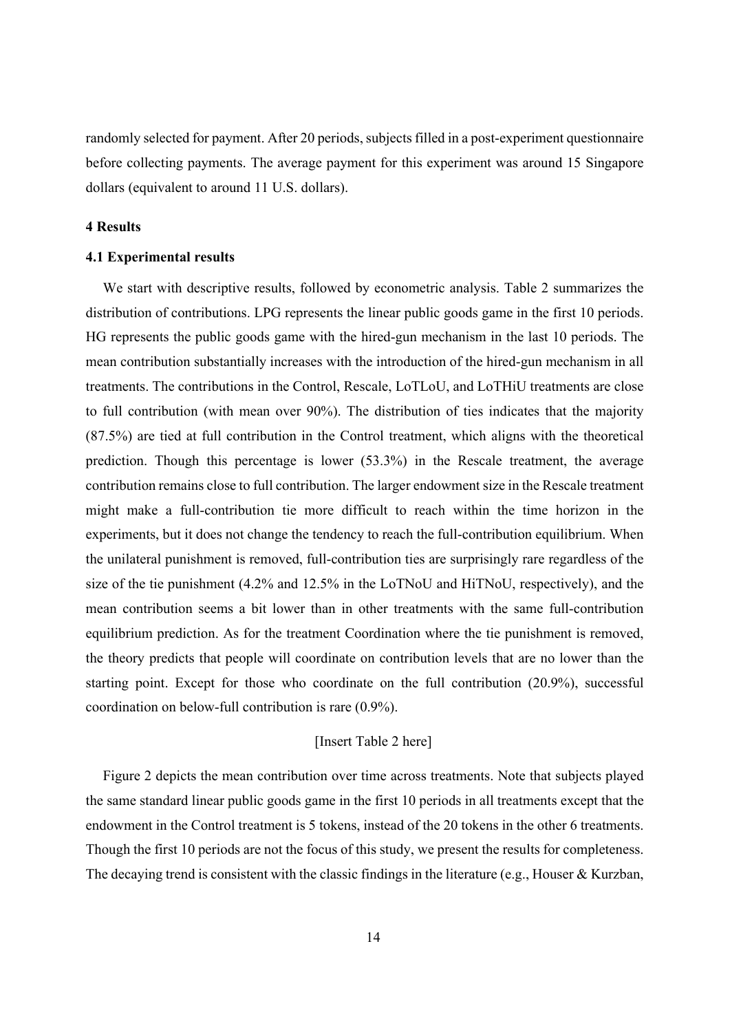randomly selected for payment. After 20 periods, subjects filled in a post-experiment questionnaire before collecting payments. The average payment for this experiment was around 15 Singapore dollars (equivalent to around 11 U.S. dollars).

## 4 Results

### 4.1 Experimental results

We start with descriptive results, followed by econometric analysis. Table 2 summarizes the distribution of contributions. LPG represents the linear public goods game in the first 10 periods. HG represents the public goods game with the hired-gun mechanism in the last 10 periods. The mean contribution substantially increases with the introduction of the hired-gun mechanism in all treatments. The contributions in the Control, Rescale, LoTLoU, and LoTHiU treatments are close to full contribution (with mean over 90%). The distribution of ties indicates that the majority (87.5%) are tied at full contribution in the Control treatment, which aligns with the theoretical prediction. Though this percentage is lower (53.3%) in the Rescale treatment, the average contribution remains close to full contribution. The larger endowment size in the Rescale treatment might make a full-contribution tie more difficult to reach within the time horizon in the experiments, but it does not change the tendency to reach the full-contribution equilibrium. When the unilateral punishment is removed, full-contribution ties are surprisingly rare regardless of the size of the tie punishment (4.2% and 12.5% in the LoTNoU and HiTNoU, respectively), and the mean contribution seems a bit lower than in other treatments with the same full-contribution equilibrium prediction. As for the treatment Coordination where the tie punishment is removed, the theory predicts that people will coordinate on contribution levels that are no lower than the starting point. Except for those who coordinate on the full contribution (20.9%), successful coordination on below-full contribution is rare (0.9%).

[Insert Table 2 here]

Figure 2 depicts the mean contribution over time across treatments. Note that subjects played the same standard linear public goods game in the first 10 periods in all treatments except that the endowment in the Control treatment is 5 tokens, instead of the 20 tokens in the other 6 treatments. Though the first 10 periods are not the focus of this study, we present the results for completeness. The decaying trend is consistent with the classic findings in the literature (e.g., Houser & Kurzban,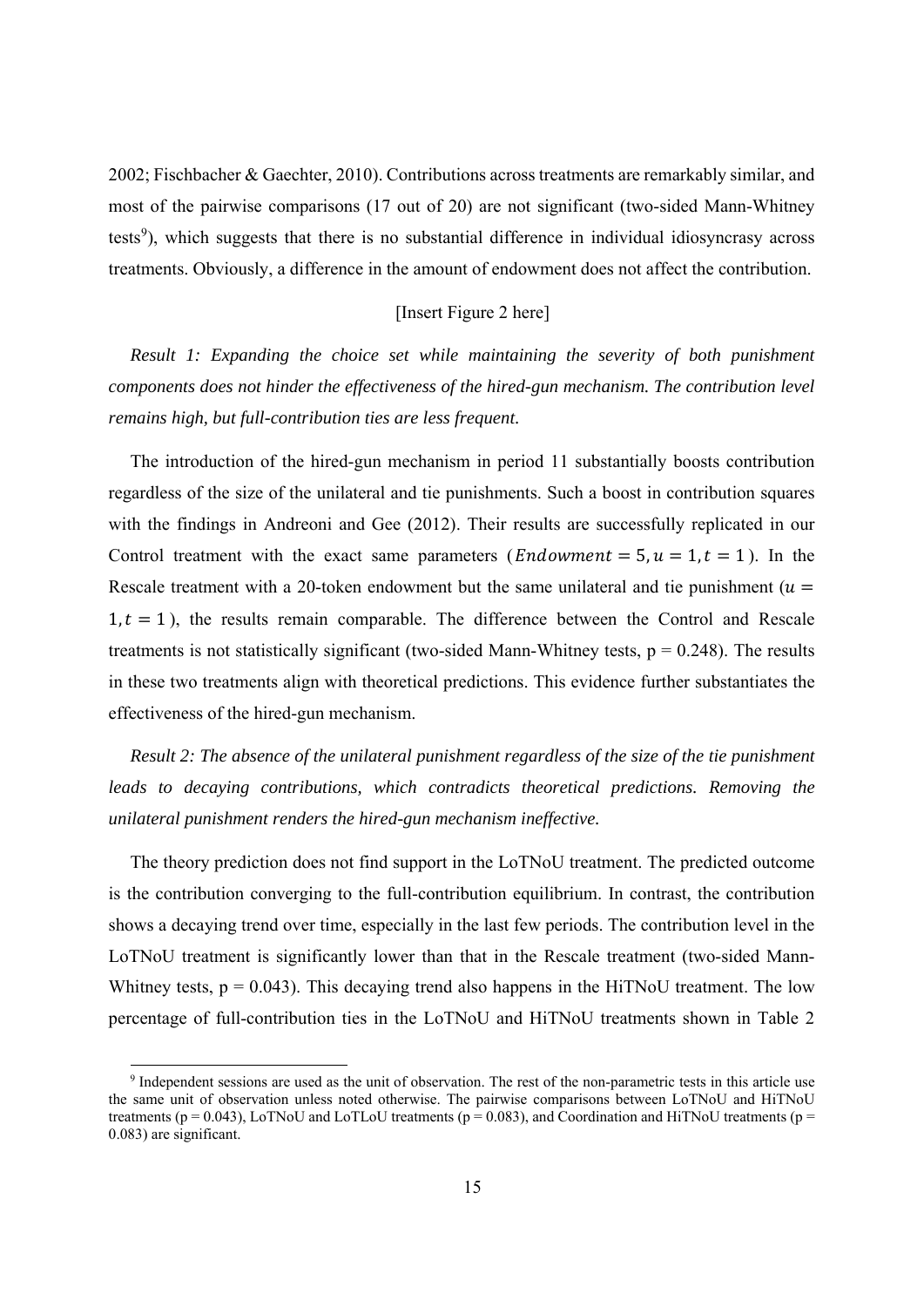2002; Fischbacher & Gaechter, 2010). Contributions across treatments are remarkably similar, and most of the pairwise comparisons (17 out of 20) are not significant (two-sided Mann-Whitney tests[9]), which suggests that there is no substantial difference in individual idiosyncrasy across treatments. Obviously, a difference in the amount of endowment does not affect the contribution.

[Insert Figure 2 here]

*Result 1: Expanding the choice set while maintaining the severity of both punishment components does not hinder the effectiveness of the hired-gun mechanism. The contribution level remains high, but full-contribution ties are less frequent.*

The introduction of the hired-gun mechanism in period 11 substantially boosts contribution regardless of the size of the unilateral and tie punishments. Such a boost in contribution squares with the findings in Andreoni and Gee (2012). Their results are successfully replicated in our Control treatment with the exact same parameters ($Endowment = 5, u = 1, t = 1$). In the Rescale treatment with a 20-token endowment but the same unilateral and tie punishment ($u = 1, t = 1$), the results remain comparable. The difference between the Control and Rescale treatments is not statistically significant (two-sided Mann-Whitney tests, $p = 0.248$). The results in these two treatments align with theoretical predictions. This evidence further substantiates the effectiveness of the hired-gun mechanism.

*Result 2: The absence of the unilateral punishment regardless of the size of the tie punishment leads to decaying contributions, which contradicts theoretical predictions. Removing the unilateral punishment renders the hired-gun mechanism ineffective.*

The theory prediction does not find support in the LoTNoU treatment. The predicted outcome is the contribution converging to the full-contribution equilibrium. In contrast, the contribution shows a decaying trend over time, especially in the last few periods. The contribution level in the LoTNoU treatment is significantly lower than that in the Rescale treatment (two-sided Mann-Whitney tests, $p = 0.043$). This decaying trend also happens in the HiTNoU treatment. The low percentage of full-contribution ties in the LoTNoU and HiTNoU treatments shown in Table 2

[9] Independent sessions are used as the unit of observation. The rest of the non-parametric tests in this article use the same unit of observation unless noted otherwise. The pairwise comparisons between LoTNoU and HiTNoU treatments ($p = 0.043$), LoTNoU and LoTLoU treatments ($p = 0.083$), and Coordination and HiTNoU treatments ($p = 0.083$) are significant.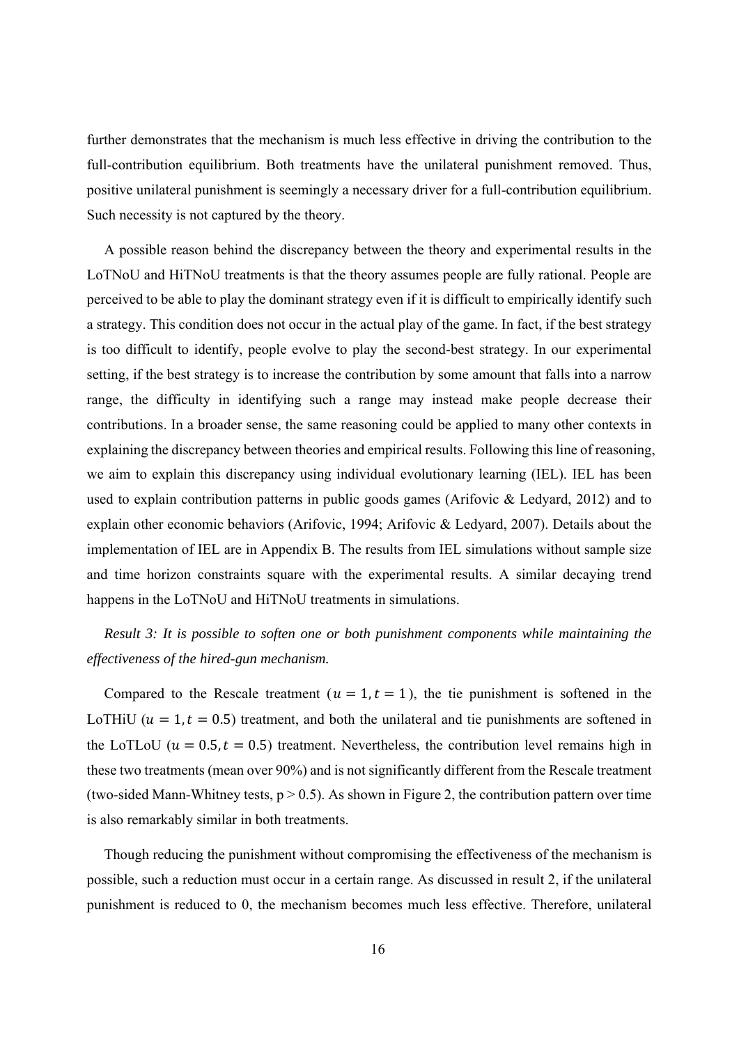further demonstrates that the mechanism is much less effective in driving the contribution to the full-contribution equilibrium. Both treatments have the unilateral punishment removed. Thus, positive unilateral punishment is seemingly a necessary driver for a full-contribution equilibrium. Such necessity is not captured by the theory.

A possible reason behind the discrepancy between the theory and experimental results in the LoTNoU and HiTNoU treatments is that the theory assumes people are fully rational. People are perceived to be able to play the dominant strategy even if it is difficult to empirically identify such a strategy. This condition does not occur in the actual play of the game. In fact, if the best strategy is too difficult to identify, people evolve to play the second-best strategy. In our experimental setting, if the best strategy is to increase the contribution by some amount that falls into a narrow range, the difficulty in identifying such a range may instead make people decrease their contributions. In a broader sense, the same reasoning could be applied to many other contexts in explaining the discrepancy between theories and empirical results. Following this line of reasoning, we aim to explain this discrepancy using individual evolutionary learning (IEL). IEL has been used to explain contribution patterns in public goods games (Arifovic & Ledyard, 2012) and to explain other economic behaviors (Arifovic, 1994; Arifovic & Ledyard, 2007). Details about the implementation of IEL are in Appendix B. The results from IEL simulations without sample size and time horizon constraints square with the experimental results. A similar decaying trend happens in the LoTNoU and HiTNoU treatments in simulations.

*Result 3: It is possible to soften one or both punishment components while maintaining the effectiveness of the hired-gun mechanism.*

Compared to the Rescale treatment ($u = 1, t = 1$), the tie punishment is softened in the LoTHiU ($u = 1, t = 0.5$) treatment, and both the unilateral and tie punishments are softened in the LoTLoU ($u = 0.5, t = 0.5$) treatment. Nevertheless, the contribution level remains high in these two treatments (mean over 90%) and is not significantly different from the Rescale treatment (two-sided Mann-Whitney tests, $p > 0.5$). As shown in Figure 2, the contribution pattern over time is also remarkably similar in both treatments.

Though reducing the punishment without compromising the effectiveness of the mechanism is possible, such a reduction must occur in a certain range. As discussed in result 2, if the unilateral punishment is reduced to 0, the mechanism becomes much less effective. Therefore, unilateral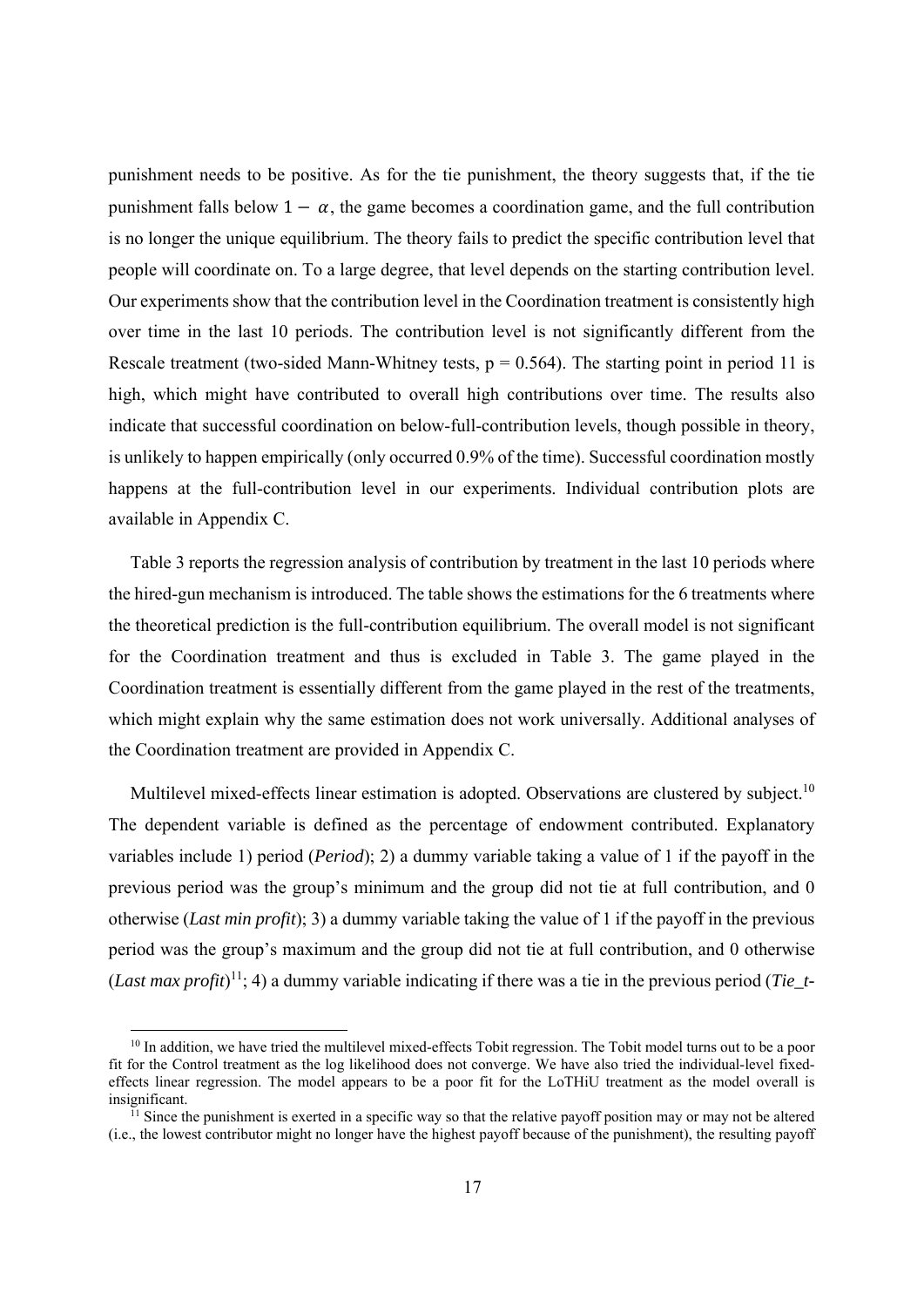punishment needs to be positive. As for the tie punishment, the theory suggests that, if the tie punishment falls below $1 - \alpha$, the game becomes a coordination game, and the full contribution is no longer the unique equilibrium. The theory fails to predict the specific contribution level that people will coordinate on. To a large degree, that level depends on the starting contribution level. Our experiments show that the contribution level in the Coordination treatment is consistently high over time in the last 10 periods. The contribution level is not significantly different from the Rescale treatment (two-sided Mann-Whitney tests, $p = 0.564$). The starting point in period 11 is high, which might have contributed to overall high contributions over time. The results also indicate that successful coordination on below-full-contribution levels, though possible in theory, is unlikely to happen empirically (only occurred 0.9% of the time). Successful coordination mostly happens at the full-contribution level in our experiments. Individual contribution plots are available in Appendix C.

Table 3 reports the regression analysis of contribution by treatment in the last 10 periods where the hired-gun mechanism is introduced. The table shows the estimations for the 6 treatments where the theoretical prediction is the full-contribution equilibrium. The overall model is not significant for the Coordination treatment and thus is excluded in Table 3. The game played in the Coordination treatment is essentially different from the game played in the rest of the treatments, which might explain why the same estimation does not work universally. Additional analyses of the Coordination treatment are provided in Appendix C.

Multilevel mixed-effects linear estimation is adopted. Observations are clustered by subject.[10] The dependent variable is defined as the percentage of endowment contributed. Explanatory variables include 1) period (*Period*); 2) a dummy variable taking a value of 1 if the payoff in the previous period was the group's minimum and the group did not tie at full contribution, and 0 otherwise (*Last min profit*); 3) a dummy variable taking the value of 1 if the payoff in the previous period was the group's maximum and the group did not tie at full contribution, and 0 otherwise (*Last max profit*)[11]; 4) a dummy variable indicating if there was a tie in the previous period (*Tie_t-*

[10] In addition, we have tried the multilevel mixed-effects Tobit regression. The Tobit model turns out to be a poor fit for the Control treatment as the log likelihood does not converge. We have also tried the individual-level fixed-effects linear regression. The model appears to be a poor fit for the LoTHiU treatment as the model overall is insignificant.

[11] Since the punishment is exerted in a specific way so that the relative payoff position may or may not be altered (i.e., the lowest contributor might no longer have the highest payoff because of the punishment), the resulting payoff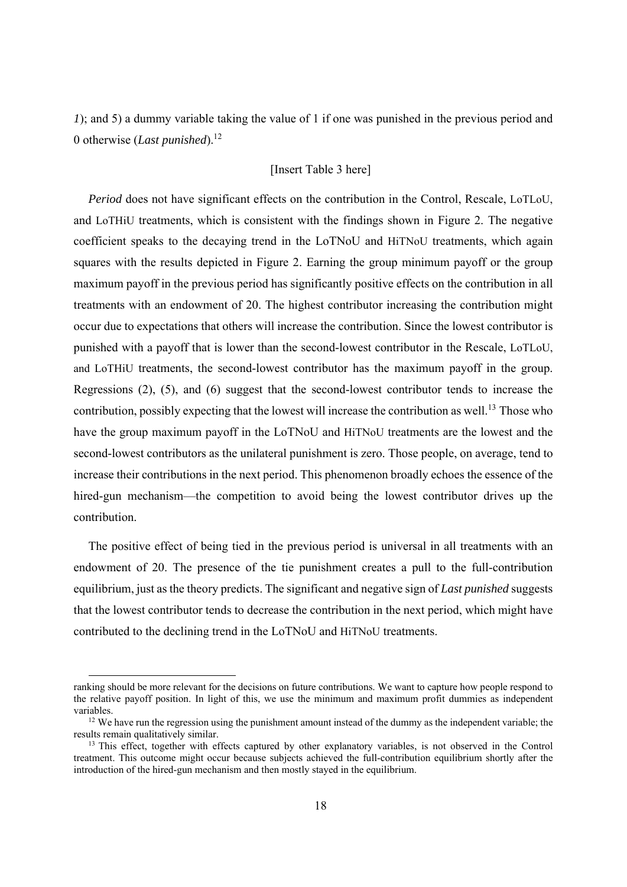*1*); and 5) a dummy variable taking the value of 1 if one was punished in the previous period and 0 otherwise (*Last punished*).[12]

[Insert Table 3 here]

*Period* does not have significant effects on the contribution in the Control, Rescale, LoTLoU, and LoTHiU treatments, which is consistent with the findings shown in Figure 2. The negative coefficient speaks to the decaying trend in the LoTNoU and HiTNoU treatments, which again squares with the results depicted in Figure 2. Earning the group minimum payoff or the group maximum payoff in the previous period has significantly positive effects on the contribution in all treatments with an endowment of 20. The highest contributor increasing the contribution might occur due to expectations that others will increase the contribution. Since the lowest contributor is punished with a payoff that is lower than the second-lowest contributor in the Rescale, LoTLoU, and LoTHiU treatments, the second-lowest contributor has the maximum payoff in the group. Regressions (2), (5), and (6) suggest that the second-lowest contributor tends to increase the contribution, possibly expecting that the lowest will increase the contribution as well.[13] Those who have the group maximum payoff in the LoTNoU and HiTNoU treatments are the lowest and the second-lowest contributors as the unilateral punishment is zero. Those people, on average, tend to increase their contributions in the next period. This phenomenon broadly echoes the essence of the hired-gun mechanism—the competition to avoid being the lowest contributor drives up the contribution.

The positive effect of being tied in the previous period is universal in all treatments with an endowment of 20. The presence of the tie punishment creates a pull to the full-contribution equilibrium, just as the theory predicts. The significant and negative sign of *Last punished* suggests that the lowest contributor tends to decrease the contribution in the next period, which might have contributed to the declining trend in the LoTNoU and HiTNoU treatments.

---

ranking should be more relevant for the decisions on future contributions. We want to capture how people respond to the relative payoff position. In light of this, we use the minimum and maximum profit dummies as independent variables.

[12] We have run the regression using the punishment amount instead of the dummy as the independent variable; the results remain qualitatively similar.

[13] This effect, together with effects captured by other explanatory variables, is not observed in the Control treatment. This outcome might occur because subjects achieved the full-contribution equilibrium shortly after the introduction of the hired-gun mechanism and then mostly stayed in the equilibrium.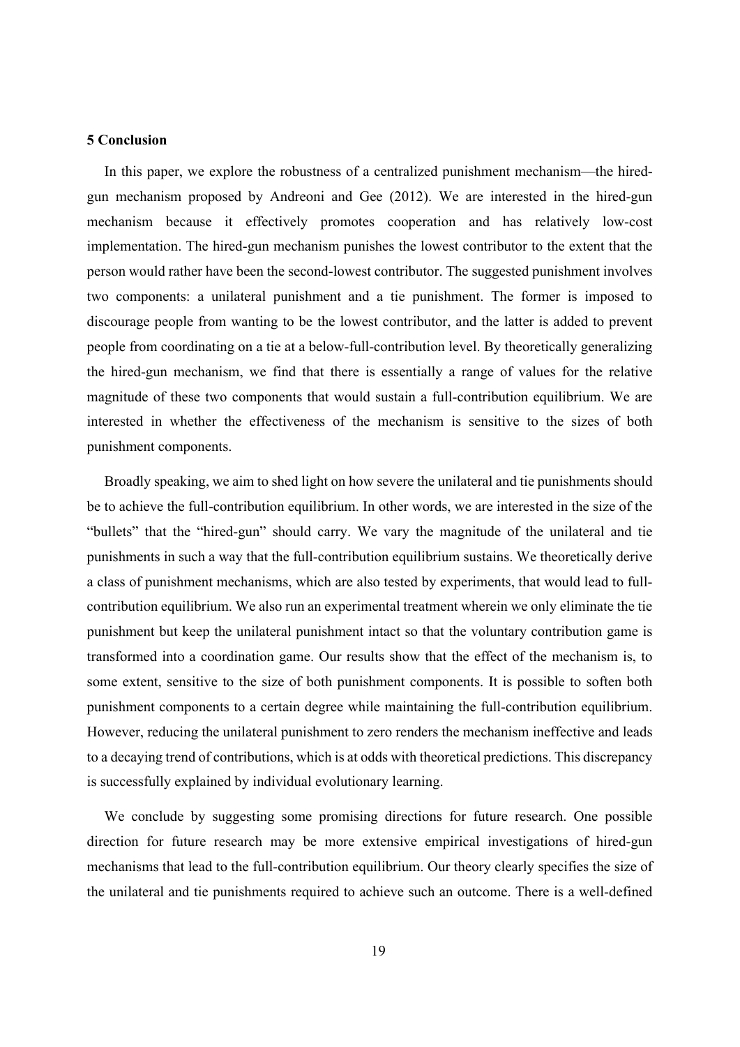## 5 Conclusion

In this paper, we explore the robustness of a centralized punishment mechanism—the hired-gun mechanism proposed by Andreoni and Gee (2012). We are interested in the hired-gun mechanism because it effectively promotes cooperation and has relatively low-cost implementation. The hired-gun mechanism punishes the lowest contributor to the extent that the person would rather have been the second-lowest contributor. The suggested punishment involves two components: a unilateral punishment and a tie punishment. The former is imposed to discourage people from wanting to be the lowest contributor, and the latter is added to prevent people from coordinating on a tie at a below-full-contribution level. By theoretically generalizing the hired-gun mechanism, we find that there is essentially a range of values for the relative magnitude of these two components that would sustain a full-contribution equilibrium. We are interested in whether the effectiveness of the mechanism is sensitive to the sizes of both punishment components.

Broadly speaking, we aim to shed light on how severe the unilateral and tie punishments should be to achieve the full-contribution equilibrium. In other words, we are interested in the size of the "bullets" that the "hired-gun" should carry. We vary the magnitude of the unilateral and tie punishments in such a way that the full-contribution equilibrium sustains. We theoretically derive a class of punishment mechanisms, which are also tested by experiments, that would lead to full-contribution equilibrium. We also run an experimental treatment wherein we only eliminate the tie punishment but keep the unilateral punishment intact so that the voluntary contribution game is transformed into a coordination game. Our results show that the effect of the mechanism is, to some extent, sensitive to the size of both punishment components. It is possible to soften both punishment components to a certain degree while maintaining the full-contribution equilibrium. However, reducing the unilateral punishment to zero renders the mechanism ineffective and leads to a decaying trend of contributions, which is at odds with theoretical predictions. This discrepancy is successfully explained by individual evolutionary learning.

We conclude by suggesting some promising directions for future research. One possible direction for future research may be more extensive empirical investigations of hired-gun mechanisms that lead to the full-contribution equilibrium. Our theory clearly specifies the size of the unilateral and tie punishments required to achieve such an outcome. There is a well-defined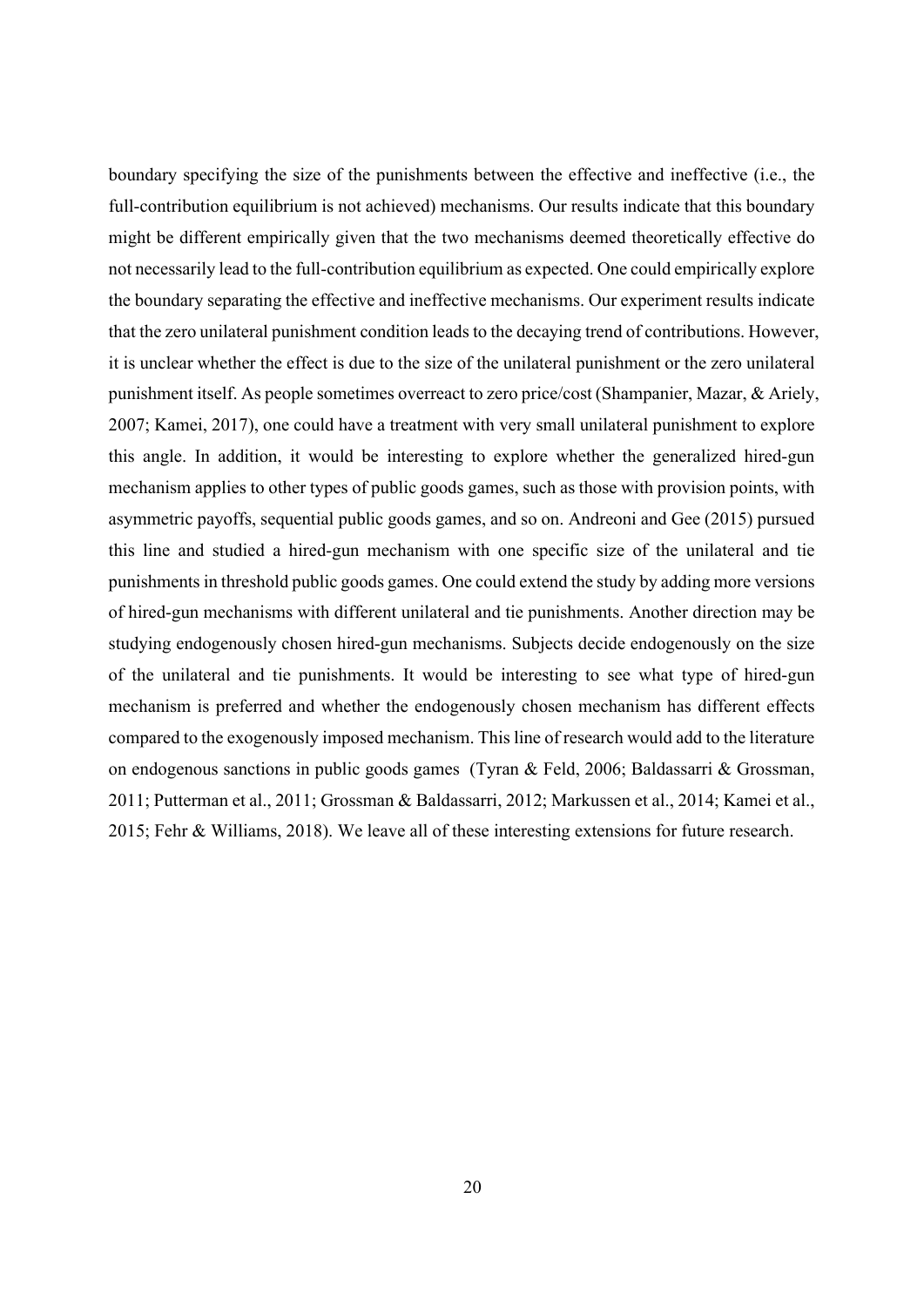boundary specifying the size of the punishments between the effective and ineffective (i.e., the full-contribution equilibrium is not achieved) mechanisms. Our results indicate that this boundary might be different empirically given that the two mechanisms deemed theoretically effective do not necessarily lead to the full-contribution equilibrium as expected. One could empirically explore the boundary separating the effective and ineffective mechanisms. Our experiment results indicate that the zero unilateral punishment condition leads to the decaying trend of contributions. However, it is unclear whether the effect is due to the size of the unilateral punishment or the zero unilateral punishment itself. As people sometimes overreact to zero price/cost (Shampanier, Mazar, & Ariely, 2007; Kamei, 2017), one could have a treatment with very small unilateral punishment to explore this angle. In addition, it would be interesting to explore whether the generalized hired-gun mechanism applies to other types of public goods games, such as those with provision points, with asymmetric payoffs, sequential public goods games, and so on. Andreoni and Gee (2015) pursued this line and studied a hired-gun mechanism with one specific size of the unilateral and tie punishments in threshold public goods games. One could extend the study by adding more versions of hired-gun mechanisms with different unilateral and tie punishments. Another direction may be studying endogenously chosen hired-gun mechanisms. Subjects decide endogenously on the size of the unilateral and tie punishments. It would be interesting to see what type of hired-gun mechanism is preferred and whether the endogenously chosen mechanism has different effects compared to the exogenously imposed mechanism. This line of research would add to the literature on endogenous sanctions in public goods games (Tyran & Feld, 2006; Baldassarri & Grossman, 2011; Putterman et al., 2011; Grossman & Baldassarri, 2012; Markussen et al., 2014; Kamei et al., 2015; Fehr & Williams, 2018). We leave all of these interesting extensions for future research.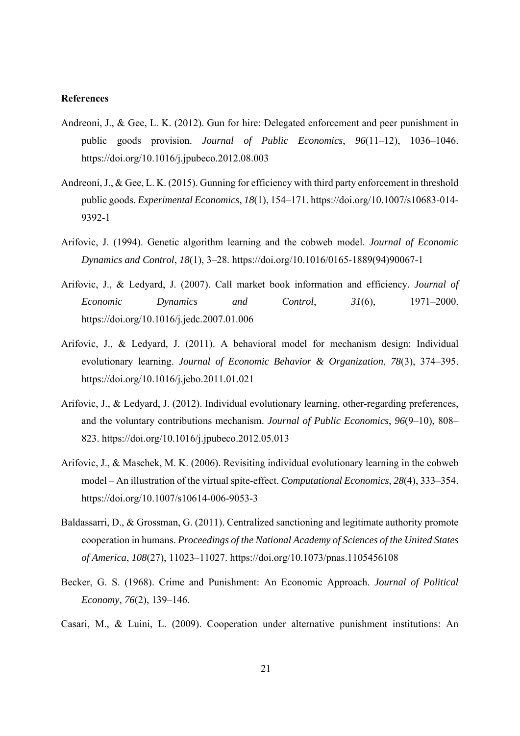**References**

Andreoni, J., & Gee, L. K. (2012). Gun for hire: Delegated enforcement and peer punishment in public goods provision. *Journal of Public Economics*, *96*(11–12), 1036–1046. https://doi.org/10.1016/j.jpubeco.2012.08.003

Andreoni, J., & Gee, L. K. (2015). Gunning for efficiency with third party enforcement in threshold public goods. *Experimental Economics*, *18*(1), 154–171. https://doi.org/10.1007/s10683-014-9392-1

Arifovic, J. (1994). Genetic algorithm learning and the cobweb model. *Journal of Economic Dynamics and Control*, *18*(1), 3–28. https://doi.org/10.1016/0165-1889(94)90067-1

Arifovic, J., & Ledyard, J. (2007). Call market book information and efficiency. *Journal of Economic Dynamics and Control*, *31*(6), 1971–2000. https://doi.org/10.1016/j.jedc.2007.01.006

Arifovic, J., & Ledyard, J. (2011). A behavioral model for mechanism design: Individual evolutionary learning. *Journal of Economic Behavior & Organization*, *78*(3), 374–395. https://doi.org/10.1016/j.jebo.2011.01.021

Arifovic, J., & Ledyard, J. (2012). Individual evolutionary learning, other-regarding preferences, and the voluntary contributions mechanism. *Journal of Public Economics*, *96*(9–10), 808–823. https://doi.org/10.1016/j.jpubeco.2012.05.013

Arifovic, J., & Maschek, M. K. (2006). Revisiting individual evolutionary learning in the cobweb model – An illustration of the virtual spite-effect. *Computational Economics*, *28*(4), 333–354. https://doi.org/10.1007/s10614-006-9053-3

Baldassarri, D., & Grossman, G. (2011). Centralized sanctioning and legitimate authority promote cooperation in humans. *Proceedings of the National Academy of Sciences of the United States of America*, *108*(27), 11023–11027. https://doi.org/10.1073/pnas.1105456108

Becker, G. S. (1968). Crime and Punishment: An Economic Approach. *Journal of Political Economy*, *76*(2), 139–146.

Casari, M., & Luini, L. (2009). Cooperation under alternative punishment institutions: An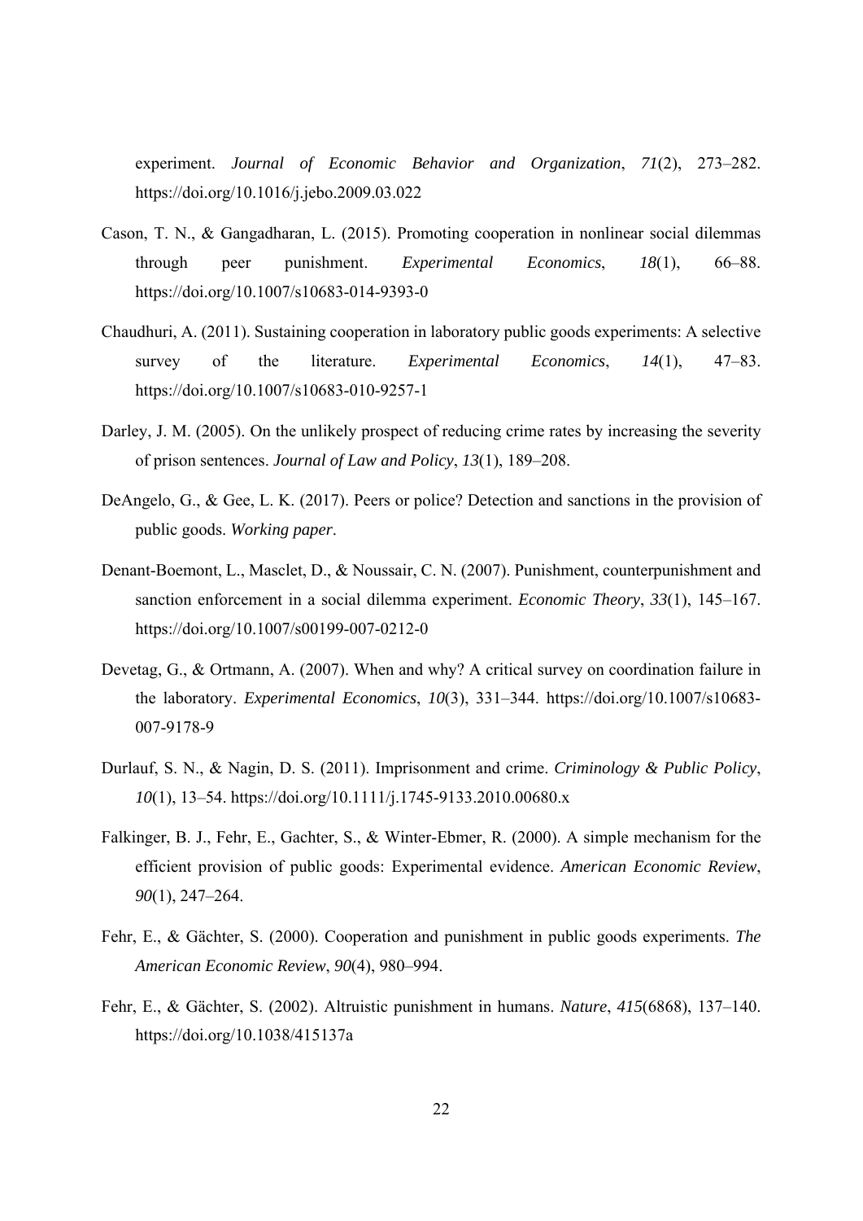experiment. *Journal of Economic Behavior and Organization*, *71*(2), 273–282. https://doi.org/10.1016/j.jebo.2009.03.022

Cason, T. N., & Gangadharan, L. (2015). Promoting cooperation in nonlinear social dilemmas through peer punishment. *Experimental Economics*, *18*(1), 66–88. https://doi.org/10.1007/s10683-014-9393-0

Chaudhuri, A. (2011). Sustaining cooperation in laboratory public goods experiments: A selective survey of the literature. *Experimental Economics*, *14*(1), 47–83. https://doi.org/10.1007/s10683-010-9257-1

Darley, J. M. (2005). On the unlikely prospect of reducing crime rates by increasing the severity of prison sentences. *Journal of Law and Policy*, *13*(1), 189–208.

DeAngelo, G., & Gee, L. K. (2017). Peers or police? Detection and sanctions in the provision of public goods. *Working paper*.

Denant-Boemont, L., Masclet, D., & Noussair, C. N. (2007). Punishment, counterpunishment and sanction enforcement in a social dilemma experiment. *Economic Theory*, *33*(1), 145–167. https://doi.org/10.1007/s00199-007-0212-0

Devetag, G., & Ortmann, A. (2007). When and why? A critical survey on coordination failure in the laboratory. *Experimental Economics*, *10*(3), 331–344. https://doi.org/10.1007/s10683-007-9178-9

Durlauf, S. N., & Nagin, D. S. (2011). Imprisonment and crime. *Criminology & Public Policy*, *10*(1), 13–54. https://doi.org/10.1111/j.1745-9133.2010.00680.x

Falkinger, B. J., Fehr, E., Gachter, S., & Winter-Ebmer, R. (2000). A simple mechanism for the efficient provision of public goods: Experimental evidence. *American Economic Review*, *90*(1), 247–264.

Fehr, E., & Gächter, S. (2000). Cooperation and punishment in public goods experiments. *The American Economic Review*, *90*(4), 980–994.

Fehr, E., & Gächter, S. (2002). Altruistic punishment in humans. *Nature*, *415*(6868), 137–140. https://doi.org/10.1038/415137a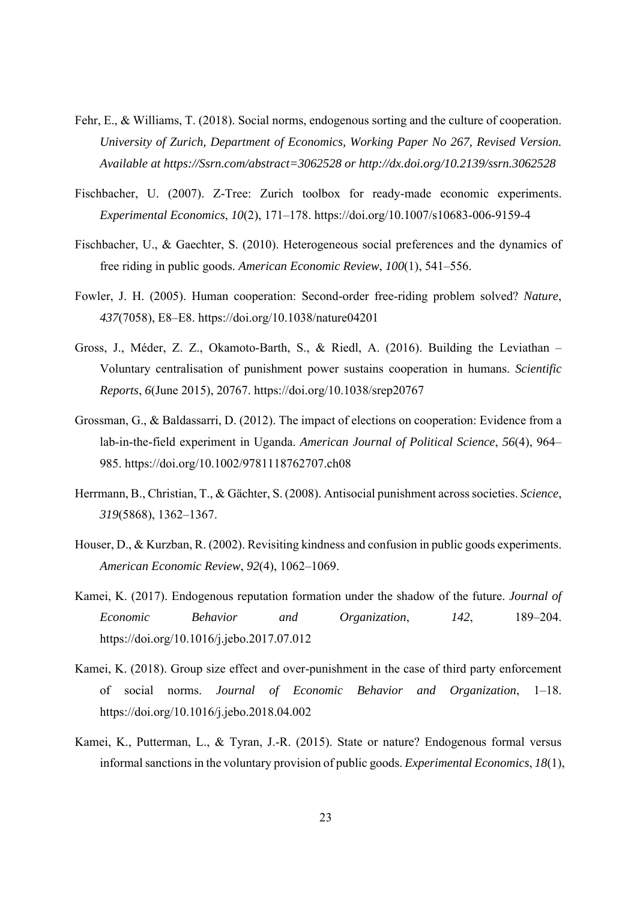Fehr, E., & Williams, T. (2018). Social norms, endogenous sorting and the culture of cooperation. *University of Zurich, Department of Economics, Working Paper No 267, Revised Version. Available at https://Ssrn.com/abstract=3062528 or http://dx.doi.org/10.2139/ssrn.3062528*

Fischbacher, U. (2007). Z-Tree: Zurich toolbox for ready-made economic experiments. *Experimental Economics*, *10*(2), 171–178. https://doi.org/10.1007/s10683-006-9159-4

Fischbacher, U., & Gaechter, S. (2010). Heterogeneous social preferences and the dynamics of free riding in public goods. *American Economic Review*, *100*(1), 541–556.

Fowler, J. H. (2005). Human cooperation: Second-order free-riding problem solved? *Nature*, *437*(7058), E8–E8. https://doi.org/10.1038/nature04201

Gross, J., Méder, Z. Z., Okamoto-Barth, S., & Riedl, A. (2016). Building the Leviathan – Voluntary centralisation of punishment power sustains cooperation in humans. *Scientific Reports*, *6*(June 2015), 20767. https://doi.org/10.1038/srep20767

Grossman, G., & Baldassarri, D. (2012). The impact of elections on cooperation: Evidence from a lab-in-the-field experiment in Uganda. *American Journal of Political Science*, *56*(4), 964–985. https://doi.org/10.1002/9781118762707.ch08

Herrmann, B., Christian, T., & Gächter, S. (2008). Antisocial punishment across societies. *Science*, *319*(5868), 1362–1367.

Houser, D., & Kurzban, R. (2002). Revisiting kindness and confusion in public goods experiments. *American Economic Review*, *92*(4), 1062–1069.

Kamei, K. (2017). Endogenous reputation formation under the shadow of the future. *Journal of Economic Behavior and Organization*, *142*, 189–204. https://doi.org/10.1016/j.jebo.2017.07.012

Kamei, K. (2018). Group size effect and over-punishment in the case of third party enforcement of social norms. *Journal of Economic Behavior and Organization*, 1–18. https://doi.org/10.1016/j.jebo.2018.04.002

Kamei, K., Putterman, L., & Tyran, J.-R. (2015). State or nature? Endogenous formal versus informal sanctions in the voluntary provision of public goods. *Experimental Economics*, *18*(1),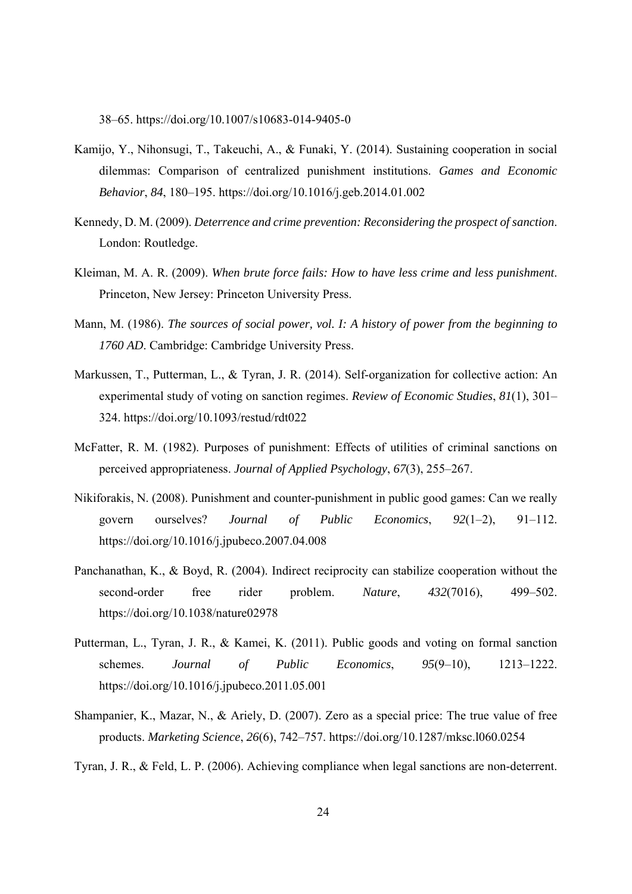38–65. https://doi.org/10.1007/s10683-014-9405-0

Kamijo, Y., Nihonsugi, T., Takeuchi, A., & Funaki, Y. (2014). Sustaining cooperation in social dilemmas: Comparison of centralized punishment institutions. *Games and Economic Behavior*, *84*, 180–195. https://doi.org/10.1016/j.geb.2014.01.002

Kennedy, D. M. (2009). *Deterrence and crime prevention: Reconsidering the prospect of sanction*. London: Routledge.

Kleiman, M. A. R. (2009). *When brute force fails: How to have less crime and less punishment*. Princeton, New Jersey: Princeton University Press.

Mann, M. (1986). *The sources of social power, vol. I: A history of power from the beginning to 1760 AD*. Cambridge: Cambridge University Press.

Markussen, T., Putterman, L., & Tyran, J. R. (2014). Self-organization for collective action: An experimental study of voting on sanction regimes. *Review of Economic Studies*, *81*(1), 301–324. https://doi.org/10.1093/restud/rdt022

McFatter, R. M. (1982). Purposes of punishment: Effects of utilities of criminal sanctions on perceived appropriateness. *Journal of Applied Psychology*, *67*(3), 255–267.

Nikiforakis, N. (2008). Punishment and counter-punishment in public good games: Can we really govern ourselves? *Journal of Public Economics*, *92*(1–2), 91–112. https://doi.org/10.1016/j.jpubeco.2007.04.008

Panchanathan, K., & Boyd, R. (2004). Indirect reciprocity can stabilize cooperation without the second-order free rider problem. *Nature*, *432*(7016), 499–502. https://doi.org/10.1038/nature02978

Putterman, L., Tyran, J. R., & Kamei, K. (2011). Public goods and voting on formal sanction schemes. *Journal of Public Economics*, *95*(9–10), 1213–1222. https://doi.org/10.1016/j.jpubeco.2011.05.001

Shampanier, K., Mazar, N., & Ariely, D. (2007). Zero as a special price: The true value of free products. *Marketing Science*, *26*(6), 742–757. https://doi.org/10.1287/mksc.l060.0254

Tyran, J. R., & Feld, L. P. (2006). Achieving compliance when legal sanctions are non-deterrent.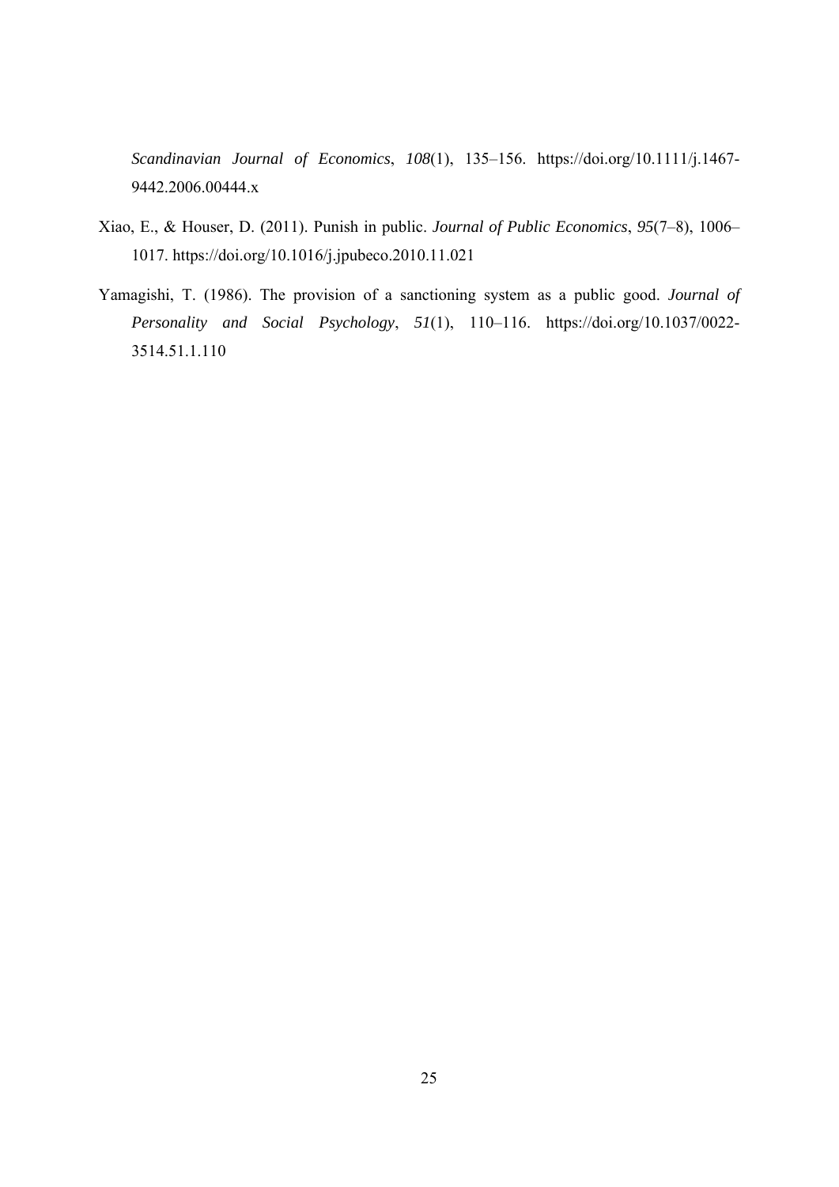*Scandinavian Journal of Economics*, *108*(1), 135–156. https://doi.org/10.1111/j.1467-9442.2006.00444.x

Xiao, E., & Houser, D. (2011). Punish in public. *Journal of Public Economics*, *95*(7–8), 1006–1017. https://doi.org/10.1016/j.jpubeco.2010.11.021

Yamagishi, T. (1986). The provision of a sanctioning system as a public good. *Journal of Personality and Social Psychology*, *51*(1), 110–116. https://doi.org/10.1037/0022-3514.51.1.110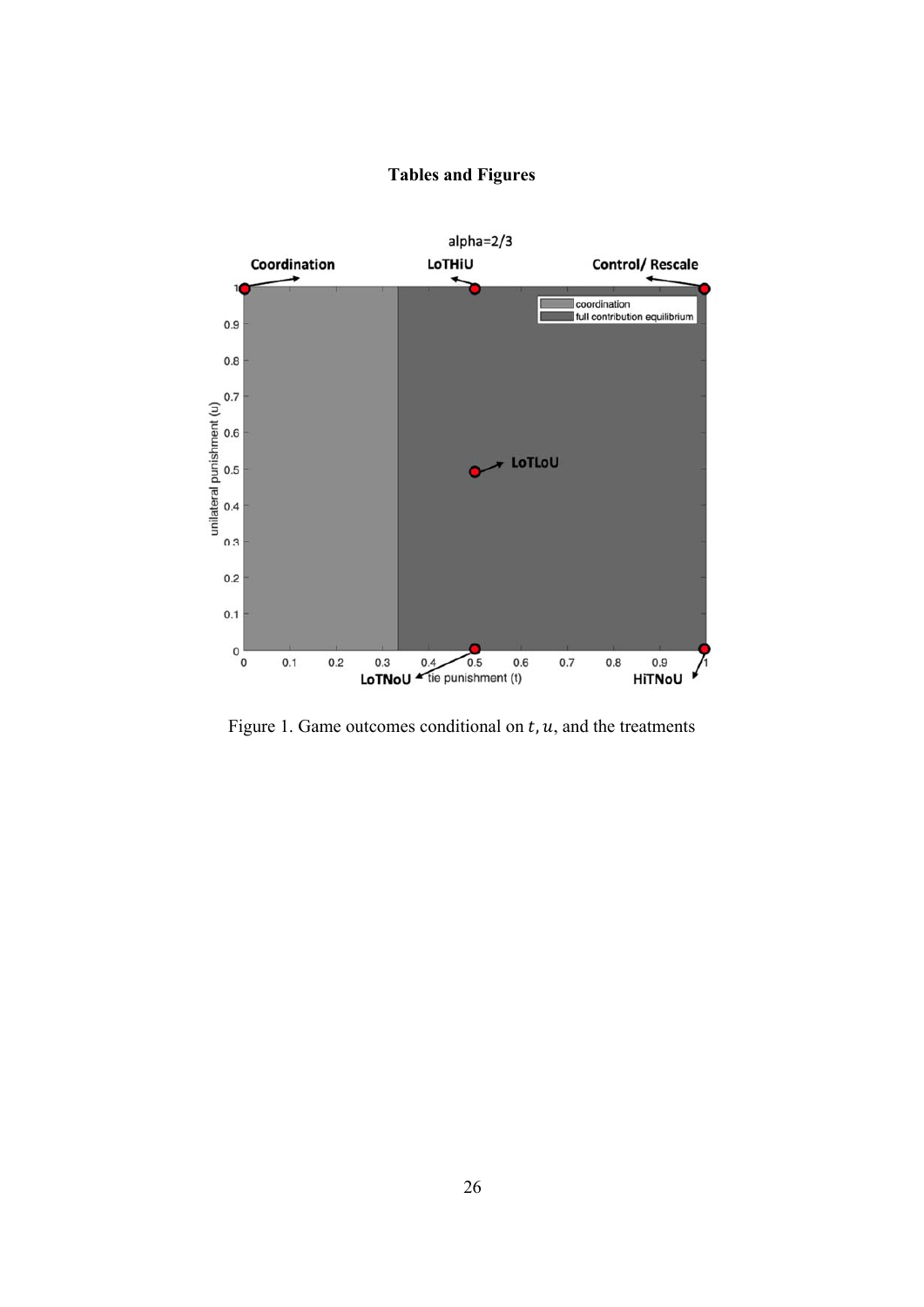**Tables and Figures**

Figure 1. Game outcomes conditional on $t$, $u$, and the treatments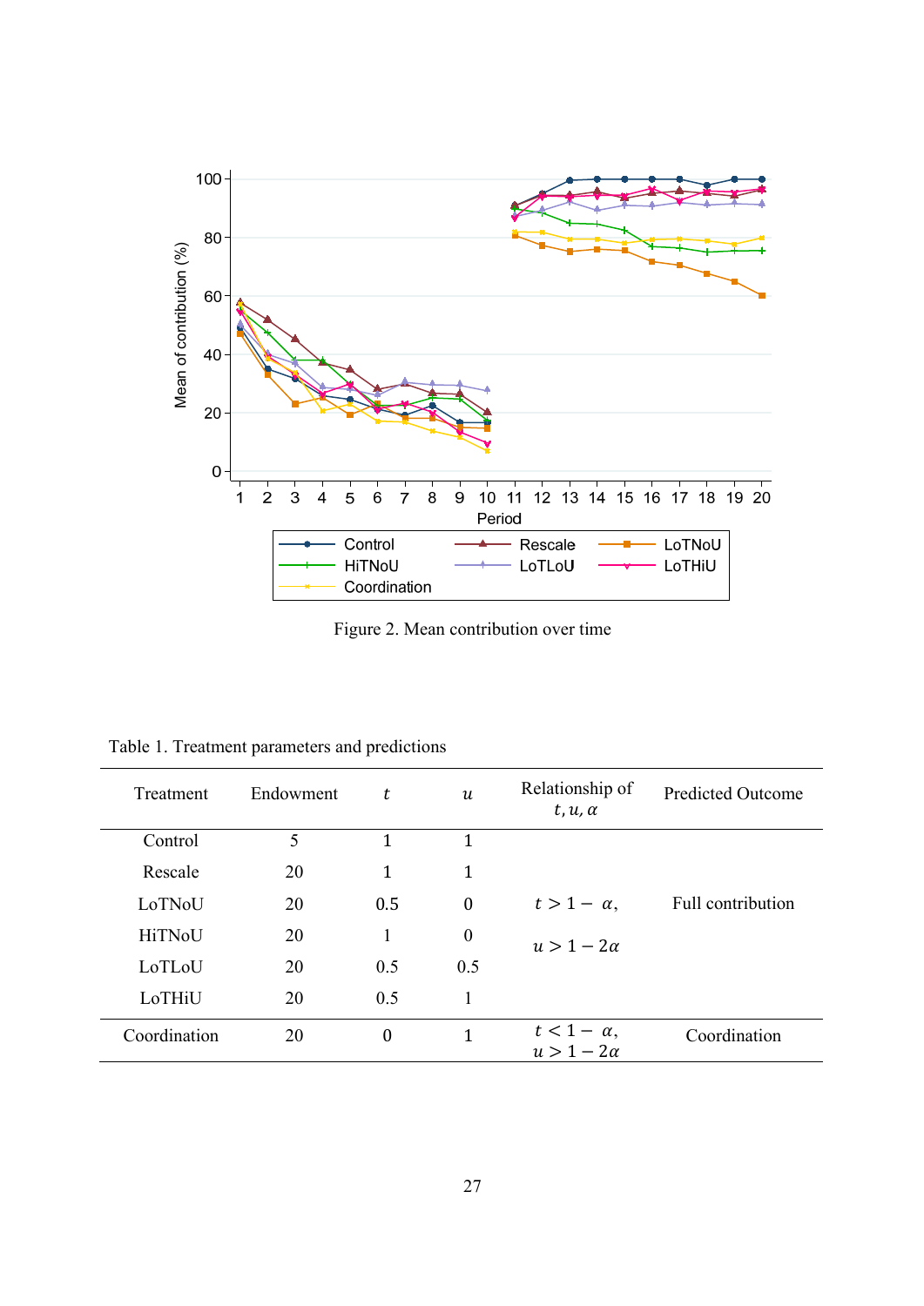Figure 2. Mean contribution over time

Table 1. Treatment parameters and predictions

| Treatment | Endowment | $t$ | $u$ | Relationship of $t, u, \alpha$ | Predicted Outcome |
|---|---|---|---|---|---|
| Control | 5 | 1 | 1 | | |
| Rescale | 20 | 1 | 1 | | |
| LoTNoU | 20 | 0.5 | 0 | $t > 1 - \alpha$, | Full contribution |
| HiTNoU | 20 | 1 | 0 | $u > 1 - 2\alpha$ | |
| LoTLoU | 20 | 0.5 | 0.5 | | |
| LoTHiU | 20 | 0.5 | 1 | | |
| Coordination | 20 | 0 | 1 | $t < 1 - \alpha$, $u > 1 - 2\alpha$ | Coordination |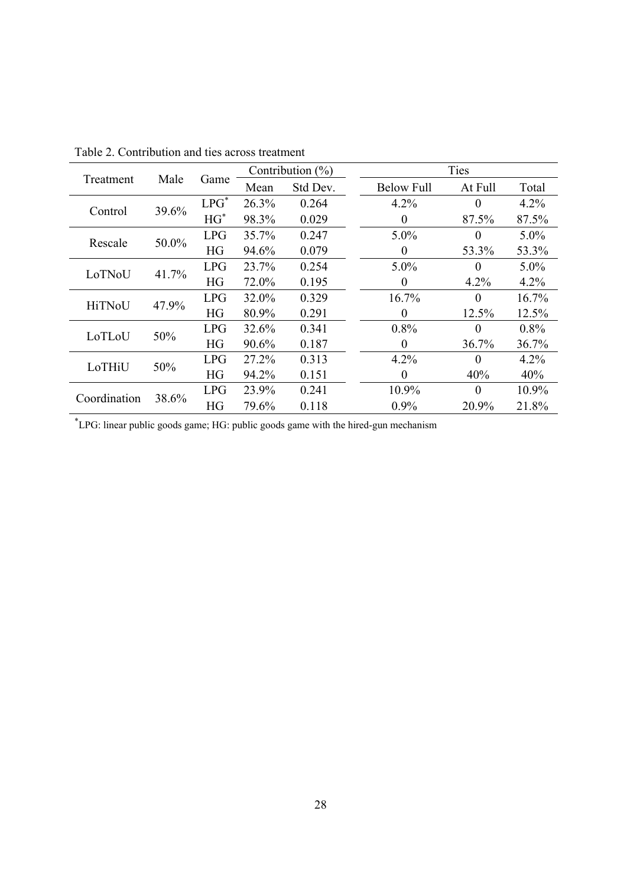Table 2. Contribution and ties across treatment

| Treatment | Male | Game | Contribution (%) | | Ties | | |
|---|---|---|---|---|---|---|---|
| | | | Mean | Std Dev. | Below Full | At Full | Total |
| Control | 39.6% | LPG* | 26.3% | 0.264 | 4.2% | 0 | 4.2% |
| | | HG* | 98.3% | 0.029 | 0 | 87.5% | 87.5% |
| Rescale | 50.0% | LPG | 35.7% | 0.247 | 5.0% | 0 | 5.0% |
| | | HG | 94.6% | 0.079 | 0 | 53.3% | 53.3% |
| LoTNoU | 41.7% | LPG | 23.7% | 0.254 | 5.0% | 0 | 5.0% |
| | | HG | 72.0% | 0.195 | 0 | 4.2% | 4.2% |
| HiTNoU | 47.9% | LPG | 32.0% | 0.329 | 16.7% | 0 | 16.7% |
| | | HG | 80.9% | 0.291 | 0 | 12.5% | 12.5% |
| LoTLoU | 50% | LPG | 32.6% | 0.341 | 0.8% | 0 | 0.8% |
| | | HG | 90.6% | 0.187 | 0 | 36.7% | 36.7% |
| LoTHiU | 50% | LPG | 27.2% | 0.313 | 4.2% | 0 | 4.2% |
| | | HG | 94.2% | 0.151 | 0 | 40% | 40% |
| Coordination | 38.6% | LPG | 23.9% | 0.241 | 10.9% | 0 | 10.9% |
| | | HG | 79.6% | 0.118 | 0.9% | 20.9% | 21.8% |

*LPG: linear public goods game; HG: public goods game with the hired-gun mechanism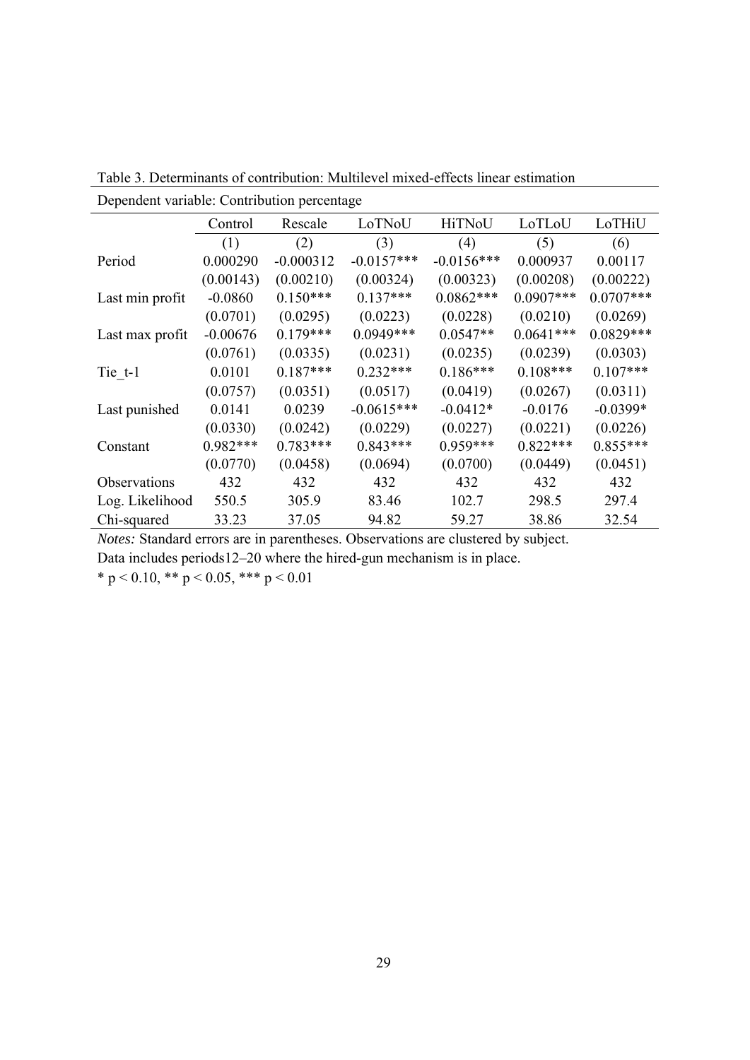Table 3. Determinants of contribution: Multilevel mixed-effects linear estimation

Dependent variable: Contribution percentage

| | Control | Rescale | LoTNoU | HiTNoU | LoTLoU | LoTHiU |
|---|---|---|---|---|---|---|
| | (1) | (2) | (3) | (4) | (5) | (6) |
| Period | 0.000290 | -0.000312 | -0.0157*** | -0.0156*** | 0.000937 | 0.00117 |
| | (0.00143) | (0.00210) | (0.00324) | (0.00323) | (0.00208) | (0.00222) |
| Last min profit | -0.0860 | 0.150*** | 0.137*** | 0.0862*** | 0.0907*** | 0.0707*** |
| | (0.0701) | (0.0295) | (0.0223) | (0.0228) | (0.0210) | (0.0269) |
| Last max profit | -0.00676 | 0.179*** | 0.0949*** | 0.0547** | 0.0641*** | 0.0829*** |
| | (0.0761) | (0.0335) | (0.0231) | (0.0235) | (0.0239) | (0.0303) |
| Tie_t-1 | 0.0101 | 0.187*** | 0.232*** | 0.186*** | 0.108*** | 0.107*** |
| | (0.0757) | (0.0351) | (0.0517) | (0.0419) | (0.0267) | (0.0311) |
| Last punished | 0.0141 | 0.0239 | -0.0615*** | -0.0412* | -0.0176 | -0.0399* |
| | (0.0330) | (0.0242) | (0.0229) | (0.0227) | (0.0221) | (0.0226) |
| Constant | 0.982*** | 0.783*** | 0.843*** | 0.959*** | 0.822*** | 0.855*** |
| | (0.0770) | (0.0458) | (0.0694) | (0.0700) | (0.0449) | (0.0451) |
| Observations | 432 | 432 | 432 | 432 | 432 | 432 |
| Log. Likelihood | 550.5 | 305.9 | 83.46 | 102.7 | 298.5 | 297.4 |
| Chi-squared | 33.23 | 37.05 | 94.82 | 59.27 | 38.86 | 32.54 |

*Notes:* Standard errors are in parentheses. Observations are clustered by subject.

Data includes periods12–20 where the hired-gun mechanism is in place.

* $p < 0.10$, ** $p < 0.05$, *** $p < 0.01$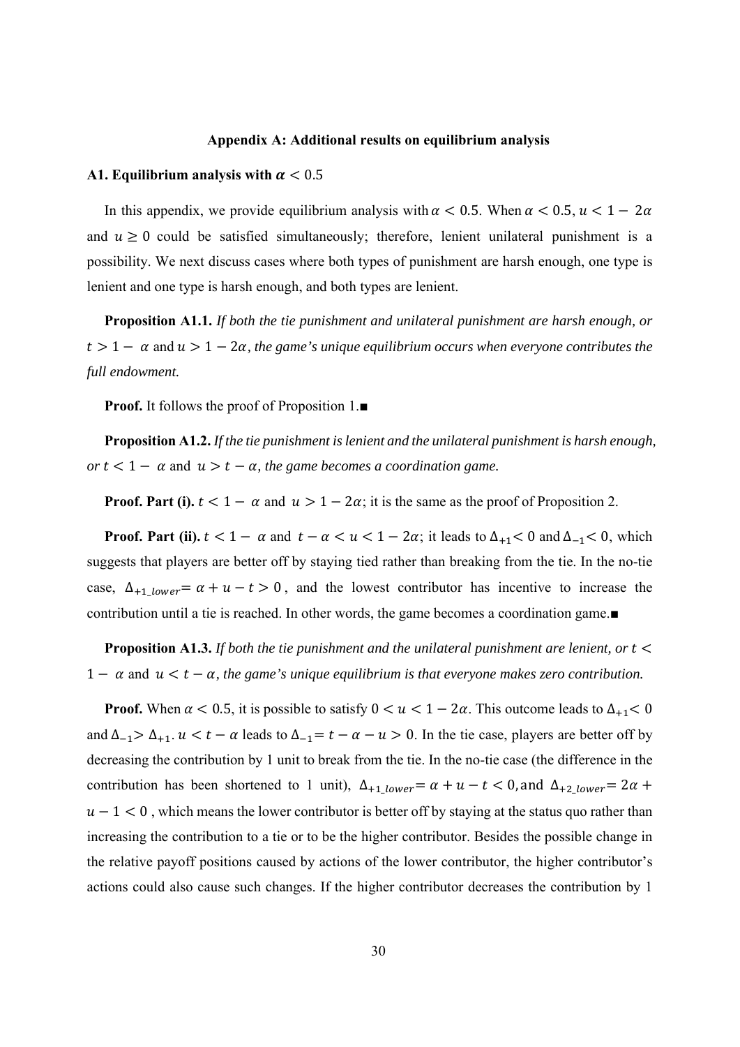**Appendix A: Additional results on equilibrium analysis**

**A1. Equilibrium analysis with $\alpha < 0.5$**

In this appendix, we provide equilibrium analysis with $\alpha < 0.5$. When $\alpha < 0.5$, $u < 1 - 2\alpha$ and $u \geq 0$ could be satisfied simultaneously; therefore, lenient unilateral punishment is a possibility. We next discuss cases where both types of punishment are harsh enough, one type is lenient and one type is harsh enough, and both types are lenient.

**Proposition A1.1.** *If both the tie punishment and unilateral punishment are harsh enough, or* $t > 1 - \alpha$ and $u > 1 - 2\alpha$*, the game's unique equilibrium occurs when everyone contributes the full endowment.*

**Proof.** It follows the proof of Proposition 1.■

**Proposition A1.2.** *If the tie punishment is lenient and the unilateral punishment is harsh enough, or* $t < 1 - \alpha$ and $u > t - \alpha$*, the game becomes a coordination game.*

**Proof. Part (i).** $t < 1 - \alpha$ and $u > 1 - 2\alpha$; it is the same as the proof of Proposition 2.

**Proof. Part (ii).** $t < 1 - \alpha$ and $t - \alpha < u < 1 - 2\alpha$; it leads to $\Delta_{+1} < 0$ and $\Delta_{-1} < 0$, which suggests that players are better off by staying tied rather than breaking from the tie. In the no-tie case, $\Delta_{+1\_lower} = \alpha + u - t > 0$, and the lowest contributor has incentive to increase the contribution until a tie is reached. In other words, the game becomes a coordination game.■

**Proposition A1.3.** *If both the tie punishment and the unilateral punishment are lenient, or* $t < 1 - \alpha$ and $u < t - \alpha$*, the game's unique equilibrium is that everyone makes zero contribution.*

**Proof.** When $\alpha < 0.5$, it is possible to satisfy $0 < u < 1 - 2\alpha$. This outcome leads to $\Delta_{+1} < 0$ and $\Delta_{-1} > \Delta_{+1}$. $u < t - \alpha$ leads to $\Delta_{-1} = t - \alpha - u > 0$. In the tie case, players are better off by decreasing the contribution by 1 unit to break from the tie. In the no-tie case (the difference in the contribution has been shortened to 1 unit), $\Delta_{+1\_lower} = \alpha + u - t < 0$, and $\Delta_{+2\_lower} = 2\alpha + u - 1 < 0$, which means the lower contributor is better off by staying at the status quo rather than increasing the contribution to a tie or to be the higher contributor. Besides the possible change in the relative payoff positions caused by actions of the lower contributor, the higher contributor's actions could also cause such changes. If the higher contributor decreases the contribution by 1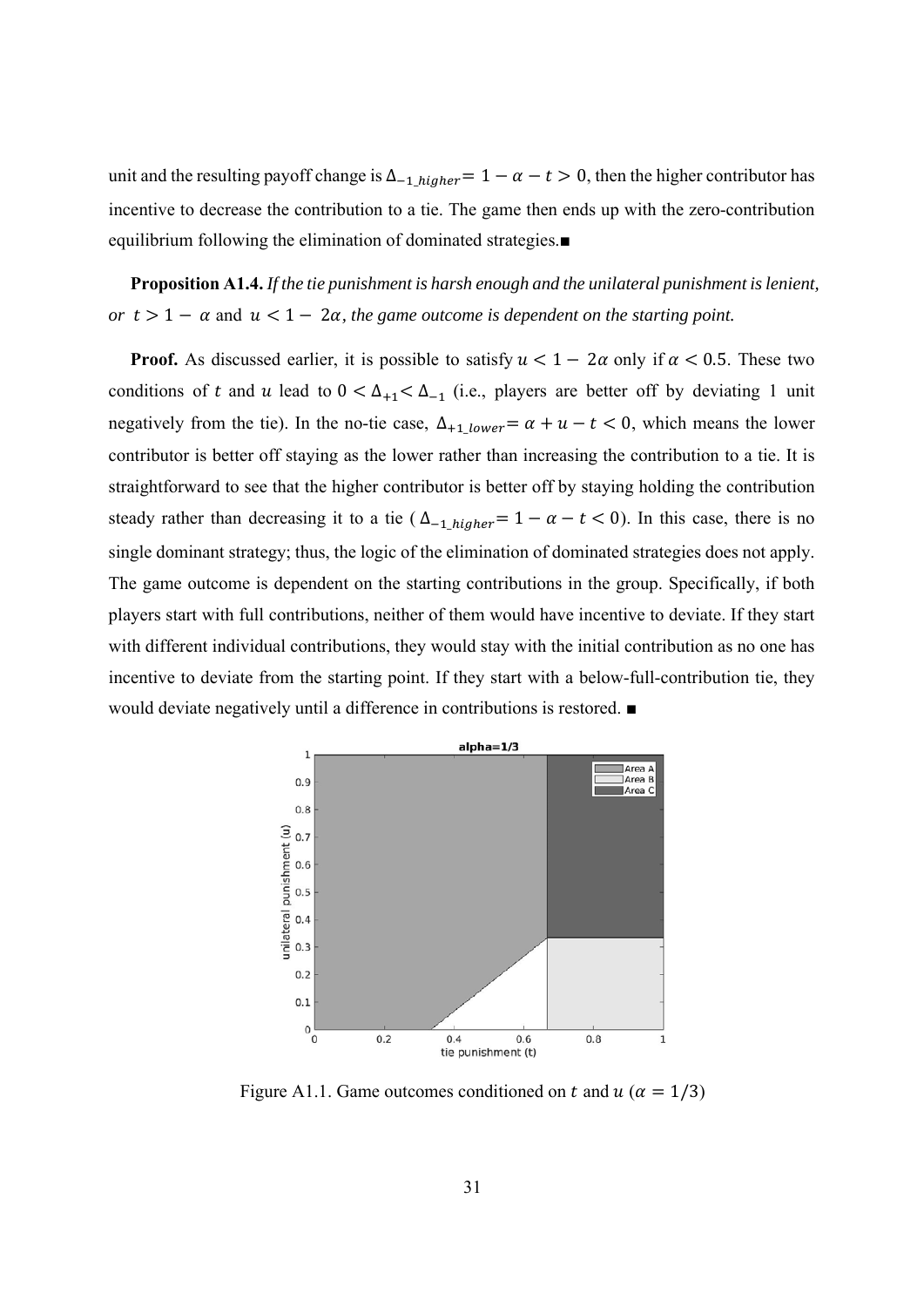unit and the resulting payoff change is $\Delta_{-1\_higher} = 1 - \alpha - t > 0$, then the higher contributor has incentive to decrease the contribution to a tie. The game then ends up with the zero-contribution equilibrium following the elimination of dominated strategies.■

**Proposition A1.4.** *If the tie punishment is harsh enough and the unilateral punishment is lenient, or* $t > 1 - \alpha$ and $u < 1 - 2\alpha$*, the game outcome is dependent on the starting point.*

**Proof.** As discussed earlier, it is possible to satisfy $u < 1 - 2\alpha$ only if $\alpha < 0.5$. These two conditions of $t$ and $u$ lead to $0 < \Delta_{+1} < \Delta_{-1}$ (i.e., players are better off by deviating 1 unit negatively from the tie). In the no-tie case, $\Delta_{+1\_lower} = \alpha + u - t < 0$, which means the lower contributor is better off staying as the lower rather than increasing the contribution to a tie. It is straightforward to see that the higher contributor is better off by staying holding the contribution steady rather than decreasing it to a tie ($\Delta_{-1\_higher} = 1 - \alpha - t < 0$). In this case, there is no single dominant strategy; thus, the logic of the elimination of dominated strategies does not apply. The game outcome is dependent on the starting contributions in the group. Specifically, if both players start with full contributions, neither of them would have incentive to deviate. If they start with different individual contributions, they would stay with the initial contribution as no one has incentive to deviate from the starting point. If they start with a below-full-contribution tie, they would deviate negatively until a difference in contributions is restored. ■

Figure A1.1. Game outcomes conditioned on $t$ and $u$ ($\alpha = 1/3$)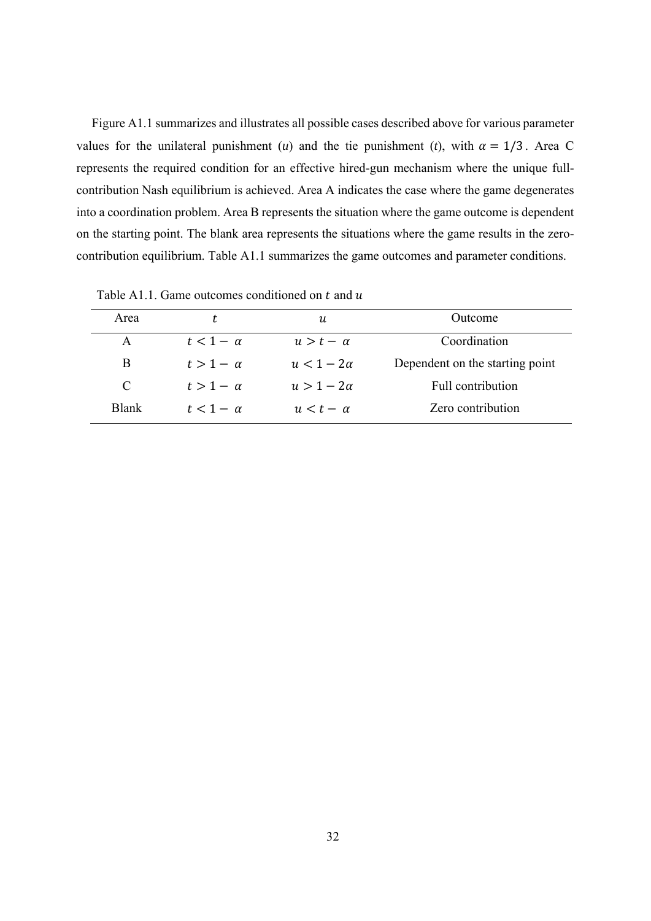Figure A1.1 summarizes and illustrates all possible cases described above for various parameter values for the unilateral punishment ($u$) and the tie punishment ($t$), with $\alpha = 1/3$. Area C represents the required condition for an effective hired-gun mechanism where the unique full-contribution Nash equilibrium is achieved. Area A indicates the case where the game degenerates into a coordination problem. Area B represents the situation where the game outcome is dependent on the starting point. The blank area represents the situations where the game results in the zero-contribution equilibrium. Table A1.1 summarizes the game outcomes and parameter conditions.

Table A1.1. Game outcomes conditioned on $t$ and $u$

| Area | $t$ | $u$ | Outcome |
|---|---|---|---|
| A | $t < 1 - \alpha$ | $u > t - \alpha$ | Coordination |
| B | $t > 1 - \alpha$ | $u < 1 - 2\alpha$ | Dependent on the starting point |
| C | $t > 1 - \alpha$ | $u > 1 - 2\alpha$ | Full contribution |
| Blank | $t < 1 - \alpha$ | $u < t - \alpha$ | Zero contribution |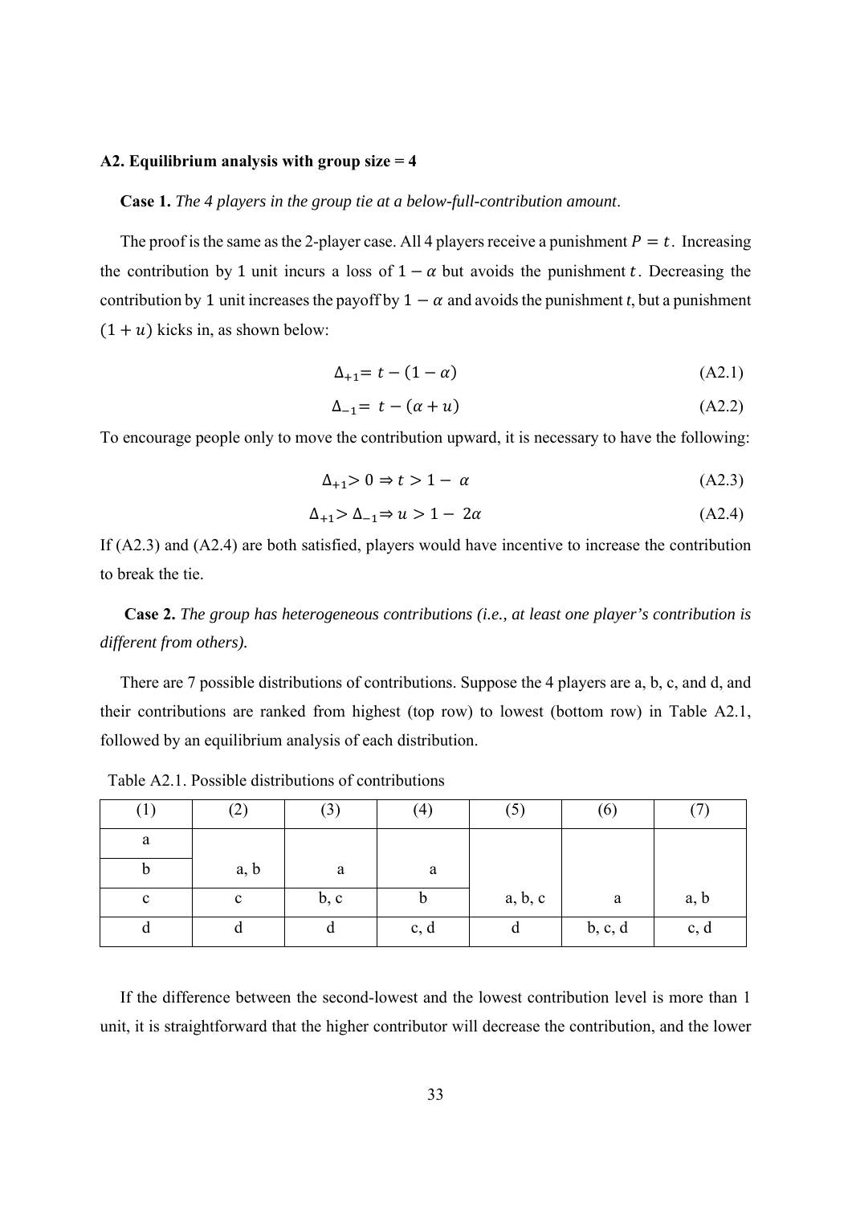### A2. Equilibrium analysis with group size = 4

**Case 1.** *The 4 players in the group tie at a below-full-contribution amount*.

The proof is the same as the 2-player case. All 4 players receive a punishment $P = t$. Increasing the contribution by 1 unit incurs a loss of $1 - \alpha$ but avoids the punishment $t$. Decreasing the contribution by 1 unit increases the payoff by $1 - \alpha$ and avoids the punishment *t*, but a punishment $(1 + u)$ kicks in, as shown below:

$$\Delta_{+1} = t - (1 - \alpha) \tag{A2.1}$$

$$\Delta_{-1} = t - (\alpha + u) \tag{A2.2}$$

To encourage people only to move the contribution upward, it is necessary to have the following:

$$\Delta_{+1} > 0 \Rightarrow t > 1 - \alpha \tag{A2.3}$$

$$\Delta_{+1} > \Delta_{-1} \Rightarrow u > 1 - 2\alpha \tag{A2.4}$$

If (A2.3) and (A2.4) are both satisfied, players would have incentive to increase the contribution to break the tie.

**Case 2.** *The group has heterogeneous contributions (i.e., at least one player's contribution is different from others).*

There are 7 possible distributions of contributions. Suppose the 4 players are a, b, c, and d, and their contributions are ranked from highest (top row) to lowest (bottom row) in Table A2.1, followed by an equilibrium analysis of each distribution.

Table A2.1. Possible distributions of contributions

| (1) | (2) | (3) | (4) | (5) | (6) | (7) |
|---|---|---|---|---|---|---|
| a | | | | | | |
| b | a, b | a | a | | | |
| c | c | b, c | b | a, b, c | a | a, b |
| d | d | d | c, d | d | b, c, d | c, d |

If the difference between the second-lowest and the lowest contribution level is more than 1 unit, it is straightforward that the higher contributor will decrease the contribution, and the lower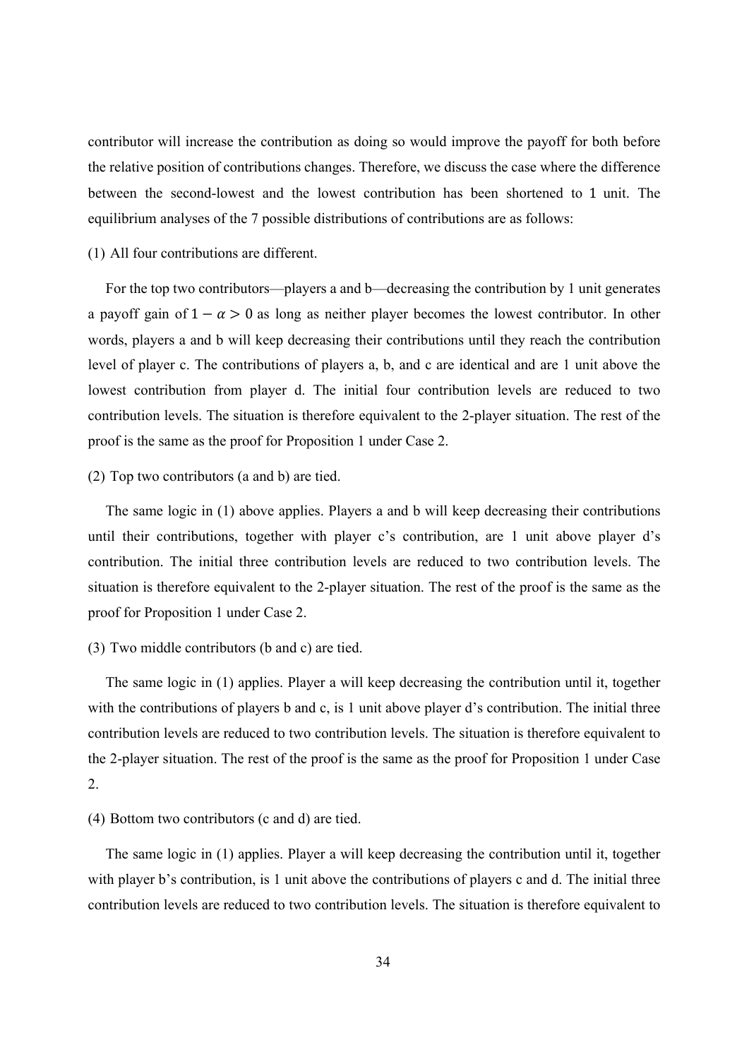contributor will increase the contribution as doing so would improve the payoff for both before the relative position of contributions changes. Therefore, we discuss the case where the difference between the second-lowest and the lowest contribution has been shortened to 1 unit. The equilibrium analyses of the 7 possible distributions of contributions are as follows:

(1) All four contributions are different.

For the top two contributors—players a and b—decreasing the contribution by 1 unit generates a payoff gain of $1 - \alpha > 0$ as long as neither player becomes the lowest contributor. In other words, players a and b will keep decreasing their contributions until they reach the contribution level of player c. The contributions of players a, b, and c are identical and are 1 unit above the lowest contribution from player d. The initial four contribution levels are reduced to two contribution levels. The situation is therefore equivalent to the 2-player situation. The rest of the proof is the same as the proof for Proposition 1 under Case 2.

(2) Top two contributors (a and b) are tied.

The same logic in (1) above applies. Players a and b will keep decreasing their contributions until their contributions, together with player c's contribution, are 1 unit above player d's contribution. The initial three contribution levels are reduced to two contribution levels. The situation is therefore equivalent to the 2-player situation. The rest of the proof is the same as the proof for Proposition 1 under Case 2.

(3) Two middle contributors (b and c) are tied.

The same logic in (1) applies. Player a will keep decreasing the contribution until it, together with the contributions of players b and c, is 1 unit above player d's contribution. The initial three contribution levels are reduced to two contribution levels. The situation is therefore equivalent to the 2-player situation. The rest of the proof is the same as the proof for Proposition 1 under Case 2.

(4) Bottom two contributors (c and d) are tied.

The same logic in (1) applies. Player a will keep decreasing the contribution until it, together with player b's contribution, is 1 unit above the contributions of players c and d. The initial three contribution levels are reduced to two contribution levels. The situation is therefore equivalent to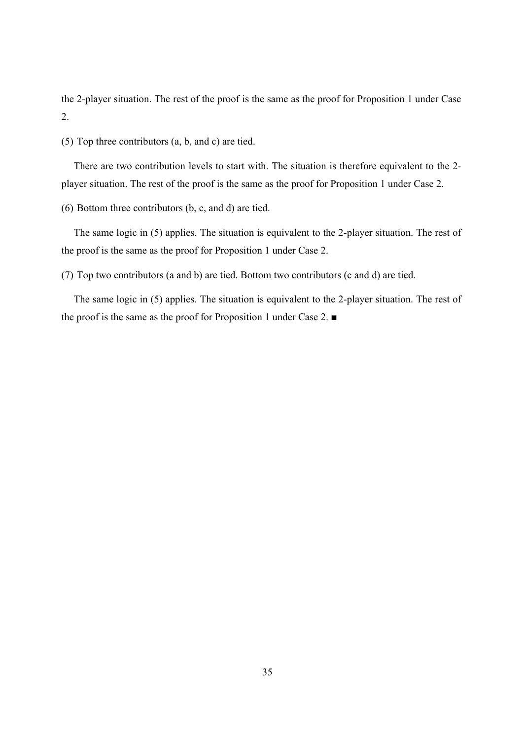the 2-player situation. The rest of the proof is the same as the proof for Proposition 1 under Case 2.

(5) Top three contributors (a, b, and c) are tied.

There are two contribution levels to start with. The situation is therefore equivalent to the 2-player situation. The rest of the proof is the same as the proof for Proposition 1 under Case 2.

(6) Bottom three contributors (b, c, and d) are tied.

The same logic in (5) applies. The situation is equivalent to the 2-player situation. The rest of the proof is the same as the proof for Proposition 1 under Case 2.

(7) Top two contributors (a and b) are tied. Bottom two contributors (c and d) are tied.

The same logic in (5) applies. The situation is equivalent to the 2-player situation. The rest of the proof is the same as the proof for Proposition 1 under Case 2. ■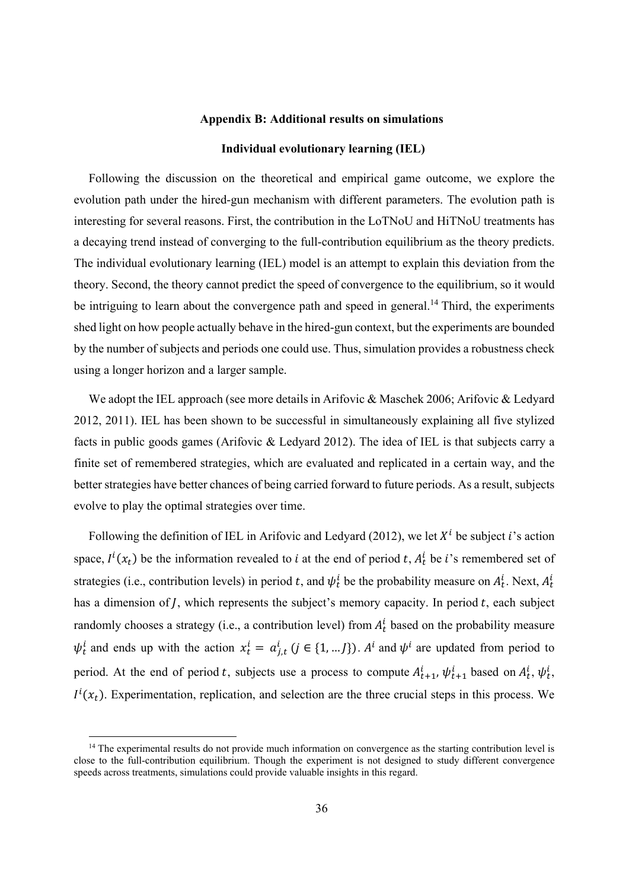## Appendix B: Additional results on simulations

### Individual evolutionary learning (IEL)

Following the discussion on the theoretical and empirical game outcome, we explore the evolution path under the hired-gun mechanism with different parameters. The evolution path is interesting for several reasons. First, the contribution in the LoTNoU and HiTNoU treatments has a decaying trend instead of converging to the full-contribution equilibrium as the theory predicts. The individual evolutionary learning (IEL) model is an attempt to explain this deviation from the theory. Second, the theory cannot predict the speed of convergence to the equilibrium, so it would be intriguing to learn about the convergence path and speed in general.[14] Third, the experiments shed light on how people actually behave in the hired-gun context, but the experiments are bounded by the number of subjects and periods one could use. Thus, simulation provides a robustness check using a longer horizon and a larger sample.

We adopt the IEL approach (see more details in Arifovic & Maschek 2006; Arifovic & Ledyard 2012, 2011). IEL has been shown to be successful in simultaneously explaining all five stylized facts in public goods games (Arifovic & Ledyard 2012). The idea of IEL is that subjects carry a finite set of remembered strategies, which are evaluated and replicated in a certain way, and the better strategies have better chances of being carried forward to future periods. As a result, subjects evolve to play the optimal strategies over time.

Following the definition of IEL in Arifovic and Ledyard (2012), we let $X^i$ be subject $i$'s action space, $I^i(x_t)$ be the information revealed to $i$ at the end of period $t$, $A_t^i$ be $i$'s remembered set of strategies (i.e., contribution levels) in period $t$, and $\psi_t^i$ be the probability measure on $A_t^i$. Next, $A_t^i$ has a dimension of $J$, which represents the subject's memory capacity. In period $t$, each subject randomly chooses a strategy (i.e., a contribution level) from $A_t^i$ based on the probability measure $\psi_t^i$ and ends up with the action $x_t^i = a_{j,t}^i$ ($j \in \{1, \dots J\}$). $A^i$ and $\psi^i$ are updated from period to period. At the end of period $t$, subjects use a process to compute $A_{t+1}^i$, $\psi_{t+1}^i$ based on $A_t^i$, $\psi_t^i$, $I^i(x_t)$. Experimentation, replication, and selection are the three crucial steps in this process. We

[14] The experimental results do not provide much information on convergence as the starting contribution level is close to the full-contribution equilibrium. Though the experiment is not designed to study different convergence speeds across treatments, simulations could provide valuable insights in this regard.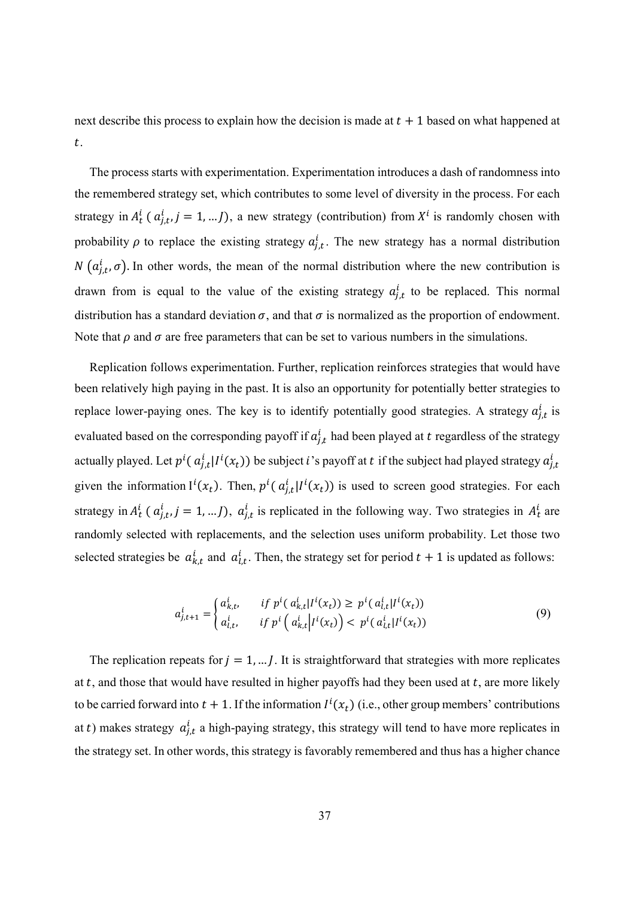next describe this process to explain how the decision is made at $t + 1$ based on what happened at $t$.

The process starts with experimentation. Experimentation introduces a dash of randomness into the remembered strategy set, which contributes to some level of diversity in the process. For each strategy in $A_t^i$ ( $a_{j,t}^i, j = 1, \dots J$), a new strategy (contribution) from $X^i$ is randomly chosen with probability $\rho$ to replace the existing strategy $a_{j,t}^i$. The new strategy has a normal distribution $N\left(a_{j,t}^i, \sigma\right)$. In other words, the mean of the normal distribution where the new contribution is drawn from is equal to the value of the existing strategy $a_{j,t}^i$ to be replaced. This normal distribution has a standard deviation $\sigma$, and that $\sigma$ is normalized as the proportion of endowment. Note that $\rho$ and $\sigma$ are free parameters that can be set to various numbers in the simulations.

Replication follows experimentation. Further, replication reinforces strategies that would have been relatively high paying in the past. It is also an opportunity for potentially better strategies to replace lower-paying ones. The key is to identify potentially good strategies. A strategy $a_{j,t}^i$ is evaluated based on the corresponding payoff if $a_{j,t}^i$ had been played at $t$ regardless of the strategy actually played. Let $p^i( a_{j,t}^i | I^i(x_t))$ be subject $i$'s payoff at $t$ if the subject had played strategy $a_{j,t}^i$ given the information $\mathrm{I}^i(x_t)$. Then, $p^i( a_{j,t}^i | I^i(x_t))$ is used to screen good strategies. For each strategy in $A_t^i$ ( $a_{j,t}^i, j = 1, \dots J$), $a_{j,t}^i$ is replicated in the following way. Two strategies in $A_t^i$ are randomly selected with replacements, and the selection uses uniform probability. Let those two selected strategies be $a_{k,t}^i$ and $a_{l,t}^i$. Then, the strategy set for period $t + 1$ is updated as follows:

$$a_{j,t+1}^i = \begin{cases} a_{k,t}^i, & if\ p^i( a_{k,t}^i | I^i(x_t)) \geq p^i( a_{l,t}^i | I^i(x_t)) \\ a_{l,t}^i, & if\ p^i\left( a_{k,t}^i \middle| I^i(x_t)\right) < p^i( a_{l,t}^i | I^i(x_t)) \end{cases} \tag{9}$$

The replication repeats for $j = 1, \dots J$. It is straightforward that strategies with more replicates at $t$, and those that would have resulted in higher payoffs had they been used at $t$, are more likely to be carried forward into $t + 1$. If the information $I^i(x_t)$ (i.e., other group members' contributions at $t$) makes strategy $a_{j,t}^i$ a high-paying strategy, this strategy will tend to have more replicates in the strategy set. In other words, this strategy is favorably remembered and thus has a higher chance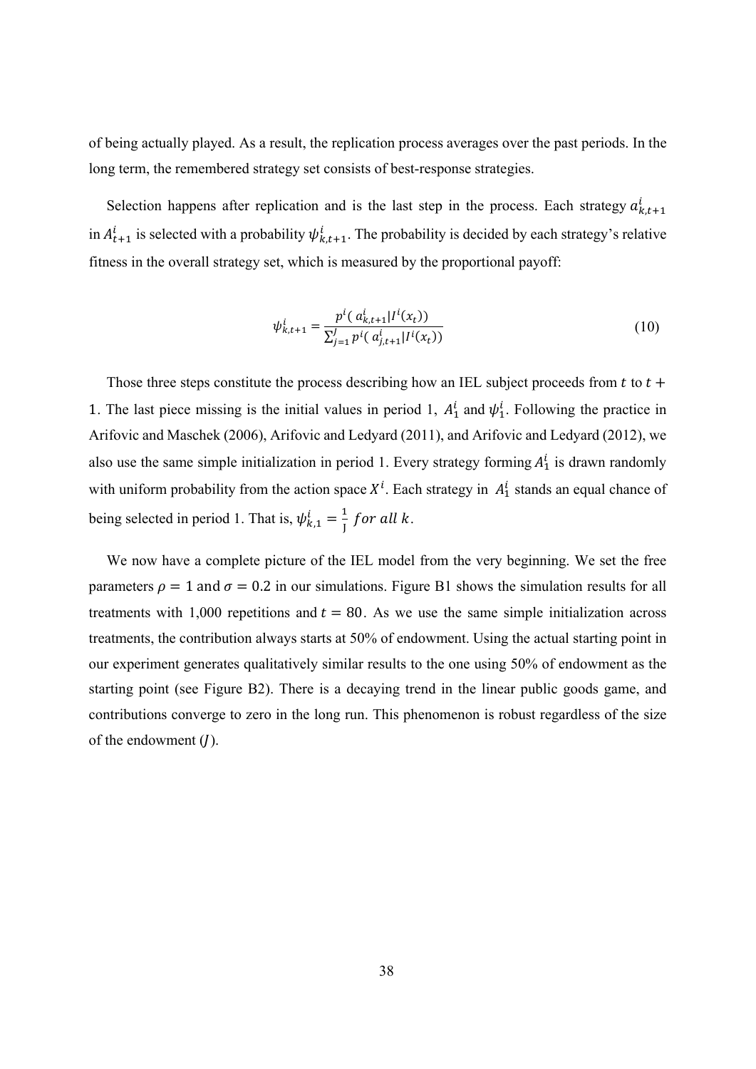of being actually played. As a result, the replication process averages over the past periods. In the long term, the remembered strategy set consists of best-response strategies.

Selection happens after replication and is the last step in the process. Each strategy $a^i_{k,t+1}$ in $A^i_{t+1}$ is selected with a probability $\psi^i_{k,t+1}$. The probability is decided by each strategy's relative fitness in the overall strategy set, which is measured by the proportional payoff:

$$\psi^i_{k,t+1} = \frac{p^i(\, a^i_{k,t+1} | I^i(x_t))}{\sum_{j=1}^{J} p^i(\, a^i_{j,t+1} | I^i(x_t))} \tag{10}$$

Those three steps constitute the process describing how an IEL subject proceeds from $t$ to $t + 1$. The last piece missing is the initial values in period 1, $A^i_1$ and $\psi^i_1$. Following the practice in Arifovic and Maschek (2006), Arifovic and Ledyard (2011), and Arifovic and Ledyard (2012), we also use the same simple initialization in period 1. Every strategy forming $A^i_1$ is drawn randomly with uniform probability from the action space $X^i$. Each strategy in $A^i_1$ stands an equal chance of being selected in period 1. That is, $\psi^i_{k,1} = \frac{1}{J}$ *for all* $k$.

We now have a complete picture of the IEL model from the very beginning. We set the free parameters $\rho = 1$ and $\sigma = 0.2$ in our simulations. Figure B1 shows the simulation results for all treatments with 1,000 repetitions and $t = 80$. As we use the same simple initialization across treatments, the contribution always starts at 50% of endowment. Using the actual starting point in our experiment generates qualitatively similar results to the one using 50% of endowment as the starting point (see Figure B2). There is a decaying trend in the linear public goods game, and contributions converge to zero in the long run. This phenomenon is robust regardless of the size of the endowment ($J$).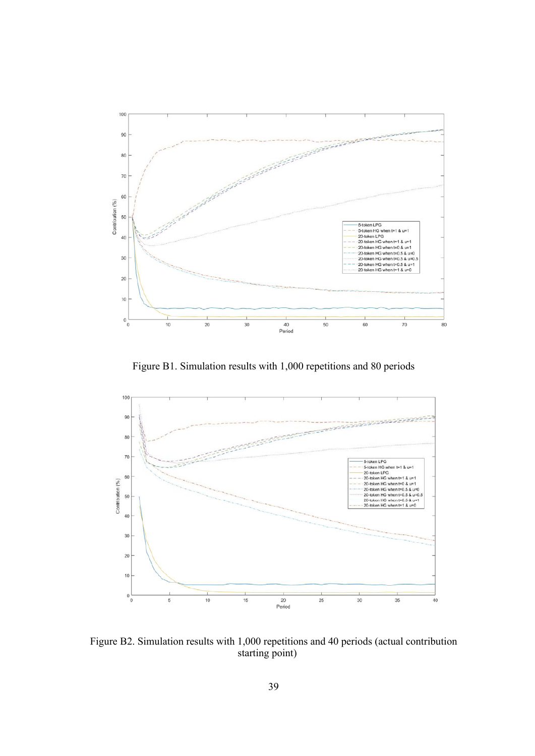Figure B1. Simulation results with 1,000 repetitions and 80 periods

Figure B2. Simulation results with 1,000 repetitions and 40 periods (actual contribution starting point)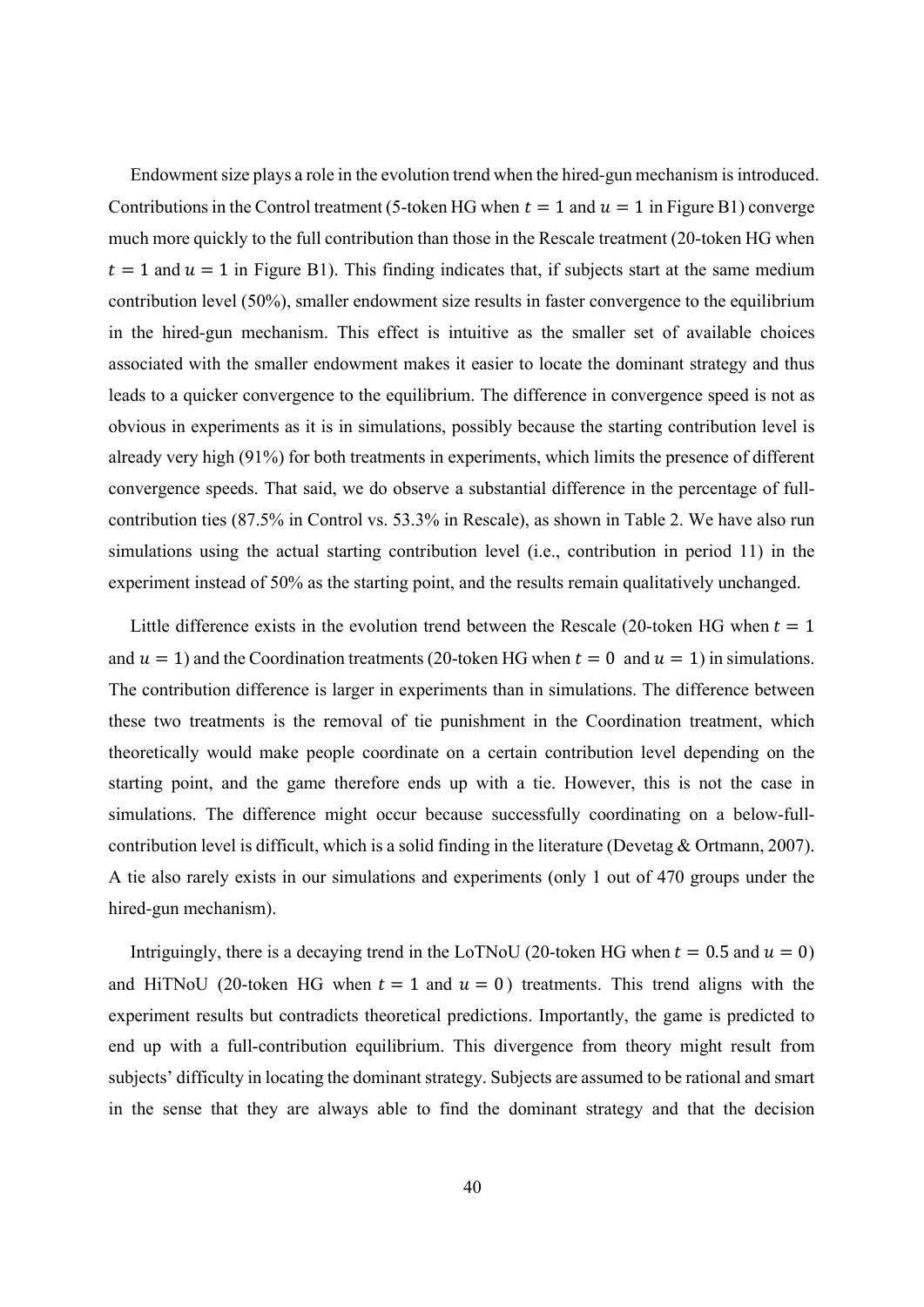Endowment size plays a role in the evolution trend when the hired-gun mechanism is introduced. Contributions in the Control treatment (5-token HG when $t = 1$ and $u = 1$ in Figure B1) converge much more quickly to the full contribution than those in the Rescale treatment (20-token HG when $t = 1$ and $u = 1$ in Figure B1). This finding indicates that, if subjects start at the same medium contribution level (50%), smaller endowment size results in faster convergence to the equilibrium in the hired-gun mechanism. This effect is intuitive as the smaller set of available choices associated with the smaller endowment makes it easier to locate the dominant strategy and thus leads to a quicker convergence to the equilibrium. The difference in convergence speed is not as obvious in experiments as it is in simulations, possibly because the starting contribution level is already very high (91%) for both treatments in experiments, which limits the presence of different convergence speeds. That said, we do observe a substantial difference in the percentage of full-contribution ties (87.5% in Control vs. 53.3% in Rescale), as shown in Table 2. We have also run simulations using the actual starting contribution level (i.e., contribution in period 11) in the experiment instead of 50% as the starting point, and the results remain qualitatively unchanged.

Little difference exists in the evolution trend between the Rescale (20-token HG when $t = 1$ and $u = 1$) and the Coordination treatments (20-token HG when $t = 0$ and $u = 1$) in simulations. The contribution difference is larger in experiments than in simulations. The difference between these two treatments is the removal of tie punishment in the Coordination treatment, which theoretically would make people coordinate on a certain contribution level depending on the starting point, and the game therefore ends up with a tie. However, this is not the case in simulations. The difference might occur because successfully coordinating on a below-full-contribution level is difficult, which is a solid finding in the literature (Devetag & Ortmann, 2007). A tie also rarely exists in our simulations and experiments (only 1 out of 470 groups under the hired-gun mechanism).

Intriguingly, there is a decaying trend in the LoTNoU (20-token HG when $t = 0.5$ and $u = 0$) and HiTNoU (20-token HG when $t = 1$ and $u = 0$) treatments. This trend aligns with the experiment results but contradicts theoretical predictions. Importantly, the game is predicted to end up with a full-contribution equilibrium. This divergence from theory might result from subjects' difficulty in locating the dominant strategy. Subjects are assumed to be rational and smart in the sense that they are always able to find the dominant strategy and that the decision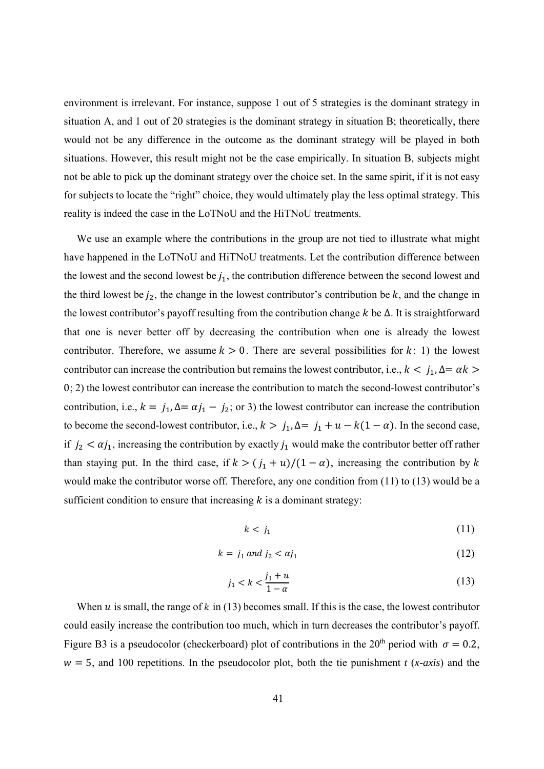environment is irrelevant. For instance, suppose 1 out of 5 strategies is the dominant strategy in situation A, and 1 out of 20 strategies is the dominant strategy in situation B; theoretically, there would not be any difference in the outcome as the dominant strategy will be played in both situations. However, this result might not be the case empirically. In situation B, subjects might not be able to pick up the dominant strategy over the choice set. In the same spirit, if it is not easy for subjects to locate the "right" choice, they would ultimately play the less optimal strategy. This reality is indeed the case in the LoTNoU and the HiTNoU treatments.

We use an example where the contributions in the group are not tied to illustrate what might have happened in the LoTNoU and HiTNoU treatments. Let the contribution difference between the lowest and the second lowest be $j_1$, the contribution difference between the second lowest and the third lowest be $j_2$, the change in the lowest contributor's contribution be $k$, and the change in the lowest contributor's payoff resulting from the contribution change $k$ be $\Delta$. It is straightforward that one is never better off by decreasing the contribution when one is already the lowest contributor. Therefore, we assume $k > 0$. There are several possibilities for $k$: 1) the lowest contributor can increase the contribution but remains the lowest contributor, i.e., $k < j_1, \Delta = \alpha k > 0$; 2) the lowest contributor can increase the contribution to match the second-lowest contributor's contribution, i.e., $k = j_1, \Delta = \alpha j_1 - j_2$; or 3) the lowest contributor can increase the contribution to become the second-lowest contributor, i.e., $k > j_1, \Delta = j_1 + u - k(1 - \alpha)$. In the second case, if $j_2 < \alpha j_1$, increasing the contribution by exactly $j_1$ would make the contributor better off rather than staying put. In the third case, if $k > (j_1 + u)/(1 - \alpha)$, increasing the contribution by $k$ would make the contributor worse off. Therefore, any one condition from (11) to (13) would be a sufficient condition to ensure that increasing $k$ is a dominant strategy:

$$k < j_1 \tag{11}$$

$$k = j_1 \text{ and } j_2 < \alpha j_1 \tag{12}$$

$$j_1 < k < \frac{j_1 + u}{1 - \alpha} \tag{13}$$

When $u$ is small, the range of $k$ in (13) becomes small. If this is the case, the lowest contributor could easily increase the contribution too much, which in turn decreases the contributor's payoff. Figure B3 is a pseudocolor (checkerboard) plot of contributions in the 20th period with $\sigma = 0.2$, $w = 5$, and 100 repetitions. In the pseudocolor plot, both the tie punishment $t$ (*x-axis*) and the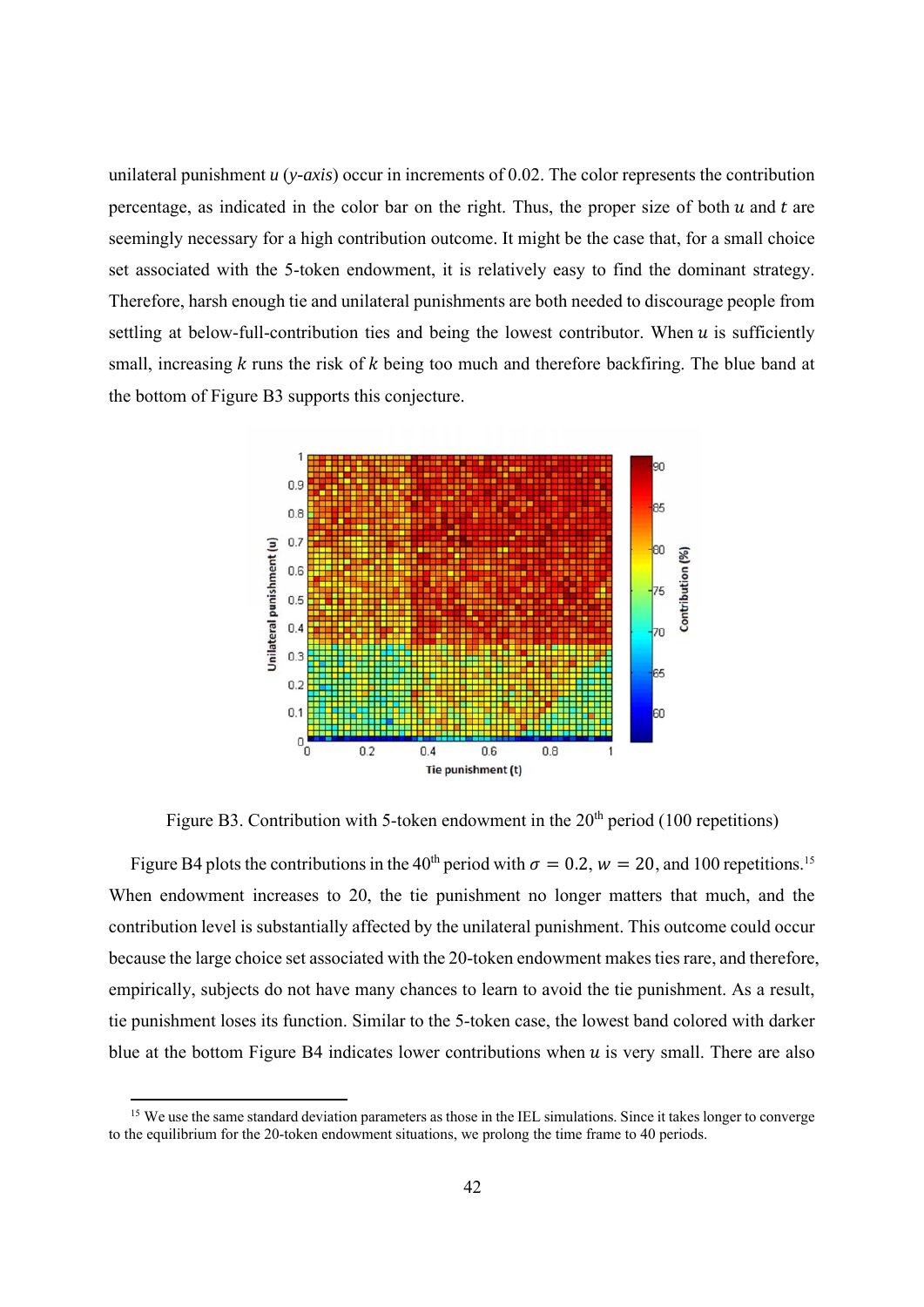unilateral punishment $u$ (*y-axis*) occur in increments of 0.02. The color represents the contribution percentage, as indicated in the color bar on the right. Thus, the proper size of both $u$ and $t$ are seemingly necessary for a high contribution outcome. It might be the case that, for a small choice set associated with the 5-token endowment, it is relatively easy to find the dominant strategy. Therefore, harsh enough tie and unilateral punishments are both needed to discourage people from settling at below-full-contribution ties and being the lowest contributor. When $u$ is sufficiently small, increasing $k$ runs the risk of $k$ being too much and therefore backfiring. The blue band at the bottom of Figure B3 supports this conjecture.

Figure B3. Contribution with 5-token endowment in the 20th period (100 repetitions)

Figure B4 plots the contributions in the 40th period with $\sigma = 0.2$, $w = 20$, and 100 repetitions.[15] When endowment increases to 20, the tie punishment no longer matters that much, and the contribution level is substantially affected by the unilateral punishment. This outcome could occur because the large choice set associated with the 20-token endowment makes ties rare, and therefore, empirically, subjects do not have many chances to learn to avoid the tie punishment. As a result, tie punishment loses its function. Similar to the 5-token case, the lowest band colored with darker blue at the bottom Figure B4 indicates lower contributions when $u$ is very small. There are also

[15] We use the same standard deviation parameters as those in the IEL simulations. Since it takes longer to converge to the equilibrium for the 20-token endowment situations, we prolong the time frame to 40 periods.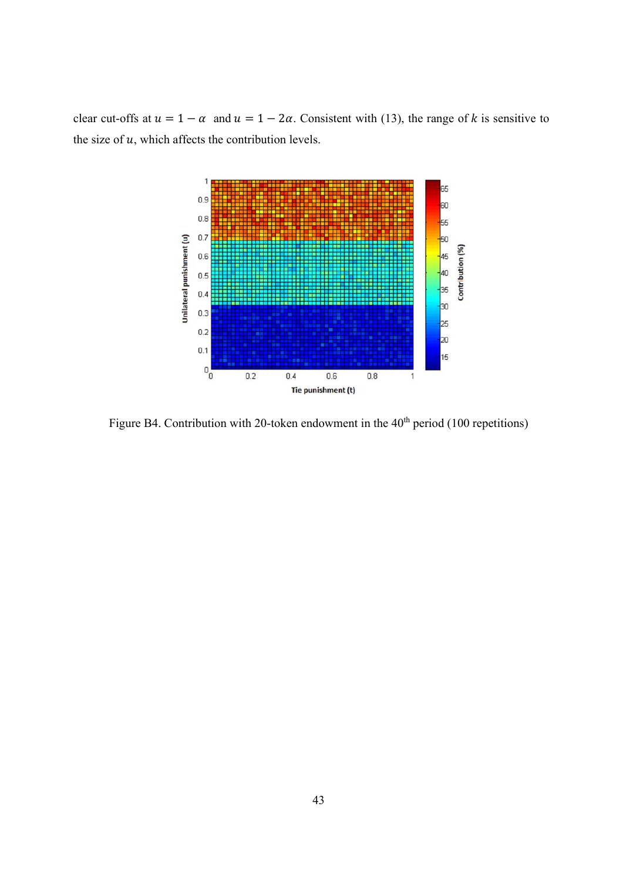clear cut-offs at $u = 1 - \alpha$ and $u = 1 - 2\alpha$. Consistent with (13), the range of $k$ is sensitive to the size of $u$, which affects the contribution levels.

Figure B4. Contribution with 20-token endowment in the 40[th] period (100 repetitions)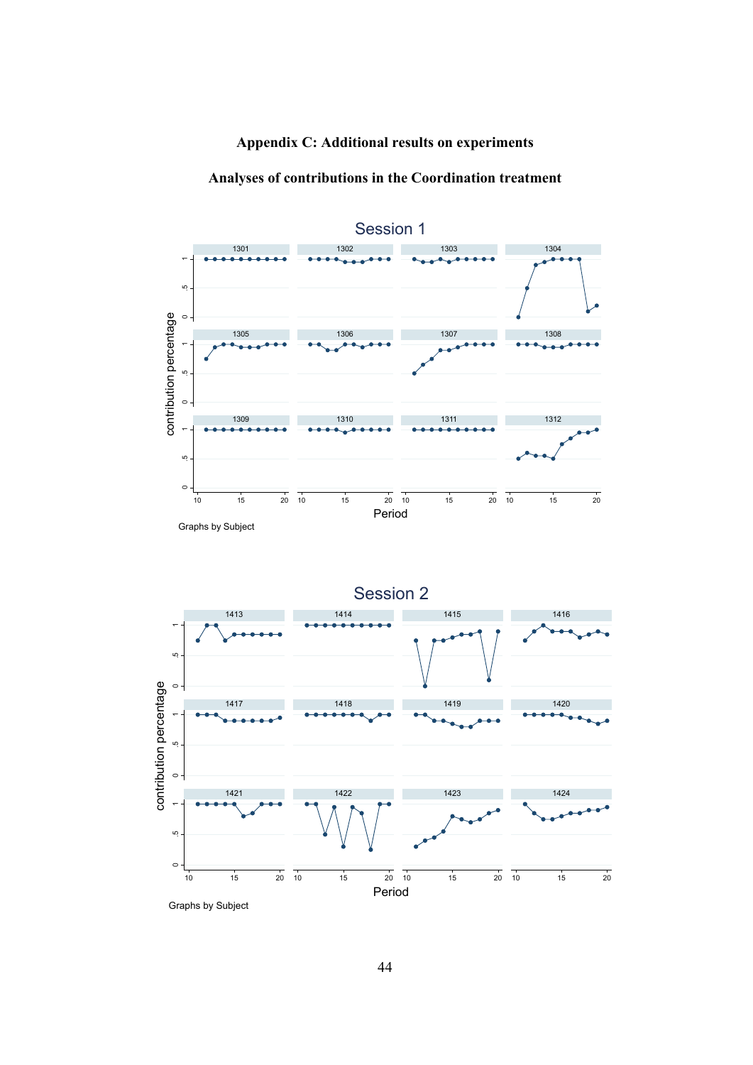# Appendix C: Additional results on experiments

## Analyses of contributions in the Coordination treatment

Session 1

Session 2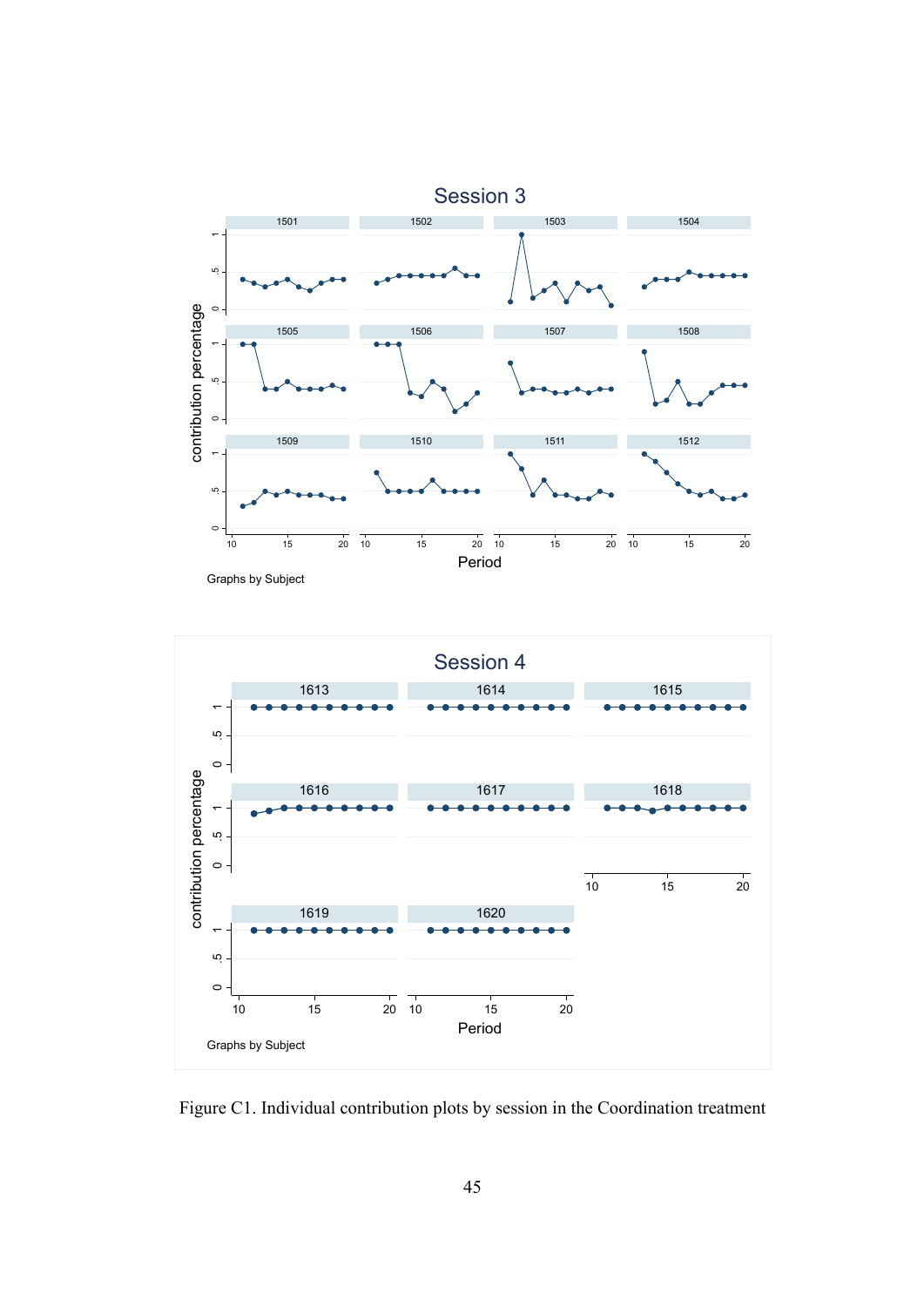Figure C1. Individual contribution plots by session in the Coordination treatment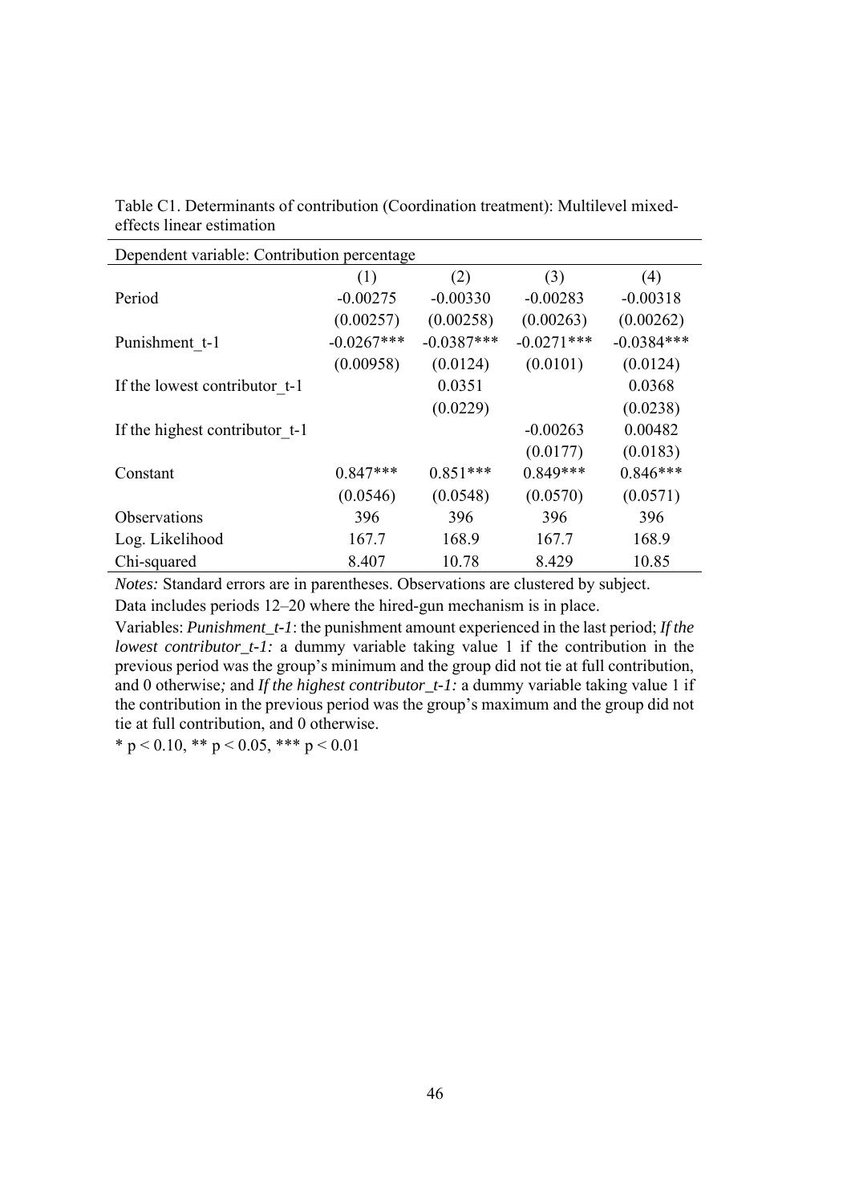Table C1. Determinants of contribution (Coordination treatment): Multilevel mixed-effects linear estimation

| Dependent variable: Contribution percentage | | | | |
|---|---|---|---|---|
| | (1) | (2) | (3) | (4) |
| Period | -0.00275 | -0.00330 | -0.00283 | -0.00318 |
| | (0.00257) | (0.00258) | (0.00263) | (0.00262) |
| Punishment_t-1 | -0.0267*** | -0.0387*** | -0.0271*** | -0.0384*** |
| | (0.00958) | (0.0124) | (0.0101) | (0.0124) |
| If the lowest contributor_t-1 | | 0.0351 | | 0.0368 |
| | | (0.0229) | | (0.0238) |
| If the highest contributor_t-1 | | | -0.00263 | 0.00482 |
| | | | (0.0177) | (0.0183) |
| Constant | 0.847*** | 0.851*** | 0.849*** | 0.846*** |
| | (0.0546) | (0.0548) | (0.0570) | (0.0571) |
| Observations | 396 | 396 | 396 | 396 |
| Log. Likelihood | 167.7 | 168.9 | 167.7 | 168.9 |
| Chi-squared | 8.407 | 10.78 | 8.429 | 10.85 |

*Notes:* Standard errors are in parentheses. Observations are clustered by subject.

Data includes periods 12–20 where the hired-gun mechanism is in place.

Variables: *Punishment_t-1*: the punishment amount experienced in the last period; *If the lowest contributor_t-1:* a dummy variable taking value 1 if the contribution in the previous period was the group's minimum and the group did not tie at full contribution, and 0 otherwise*;* and *If the highest contributor_t-1:* a dummy variable taking value 1 if the contribution in the previous period was the group's maximum and the group did not tie at full contribution, and 0 otherwise.

\* $p < 0.10$, \*\* $p < 0.05$, \*\*\* $p < 0.01$